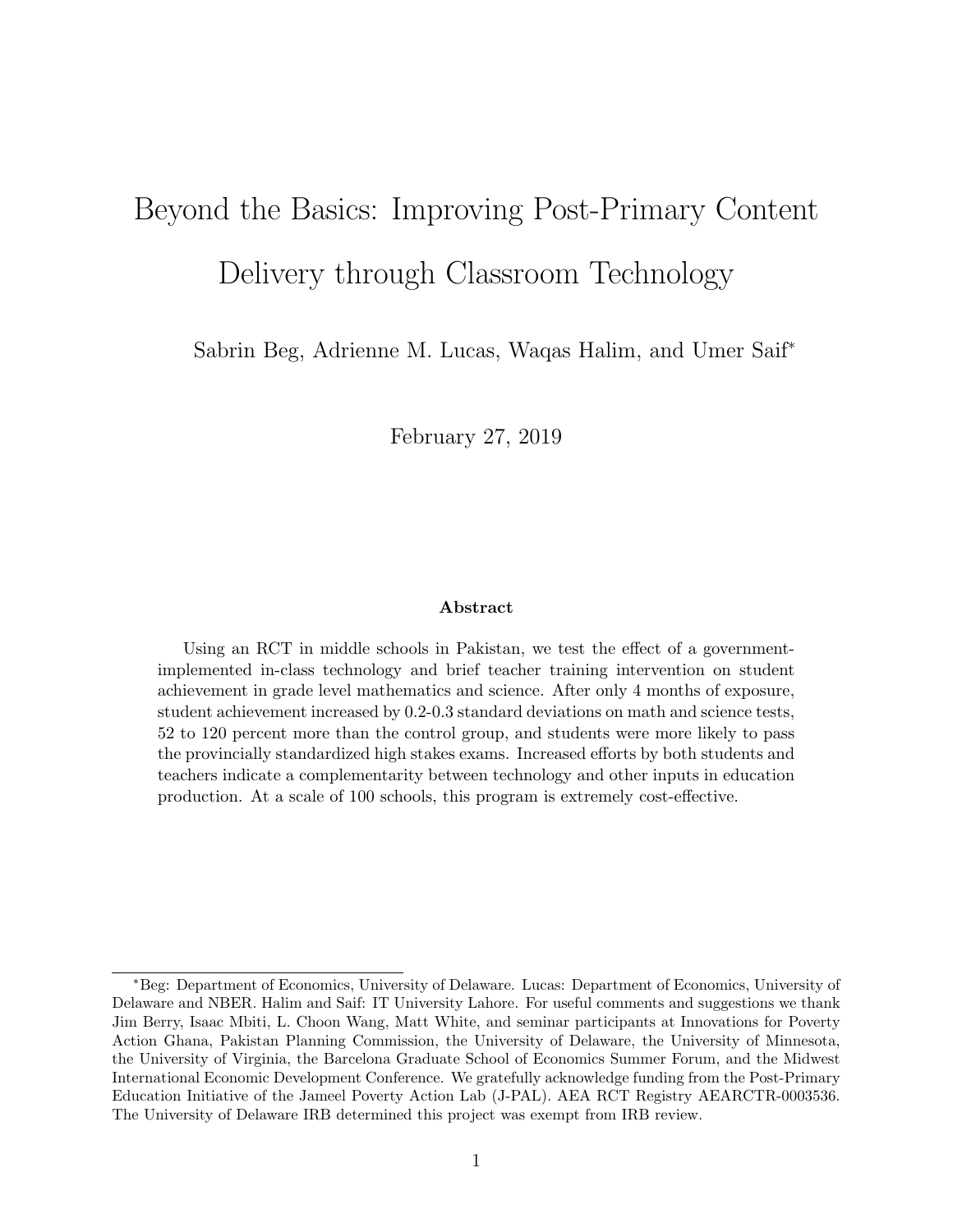# Beyond the Basics: Improving Post-Primary Content Delivery through Classroom Technology

Sabrin Beg, Adrienne M. Lucas, Waqas Halim, and Umer Saif*

February 27, 2019

### Abstract

Using an RCT in middle schools in Pakistan, we test the effect of a government-implemented in-class technology and brief teacher training intervention on student achievement in grade level mathematics and science. After only 4 months of exposure, student achievement increased by 0.2-0.3 standard deviations on math and science tests, 52 to 120 percent more than the control group, and students were more likely to pass the provincially standardized high stakes exams. Increased efforts by both students and teachers indicate a complementarity between technology and other inputs in education production. At a scale of 100 schools, this program is extremely cost-effective.

---

*Beg: Department of Economics, University of Delaware. Lucas: Department of Economics, University of Delaware and NBER. Halim and Saif: IT University Lahore. For useful comments and suggestions we thank Jim Berry, Isaac Mbiti, L. Choon Wang, Matt White, and seminar participants at Innovations for Poverty Action Ghana, Pakistan Planning Commission, the University of Delaware, the University of Minnesota, the University of Virginia, the Barcelona Graduate School of Economics Summer Forum, and the Midwest International Economic Development Conference. We gratefully acknowledge funding from the Post-Primary Education Initiative of the Jameel Poverty Action Lab (J-PAL). AEA RCT Registry AEARCTR-0003536. The University of Delaware IRB determined this project was exempt from IRB review.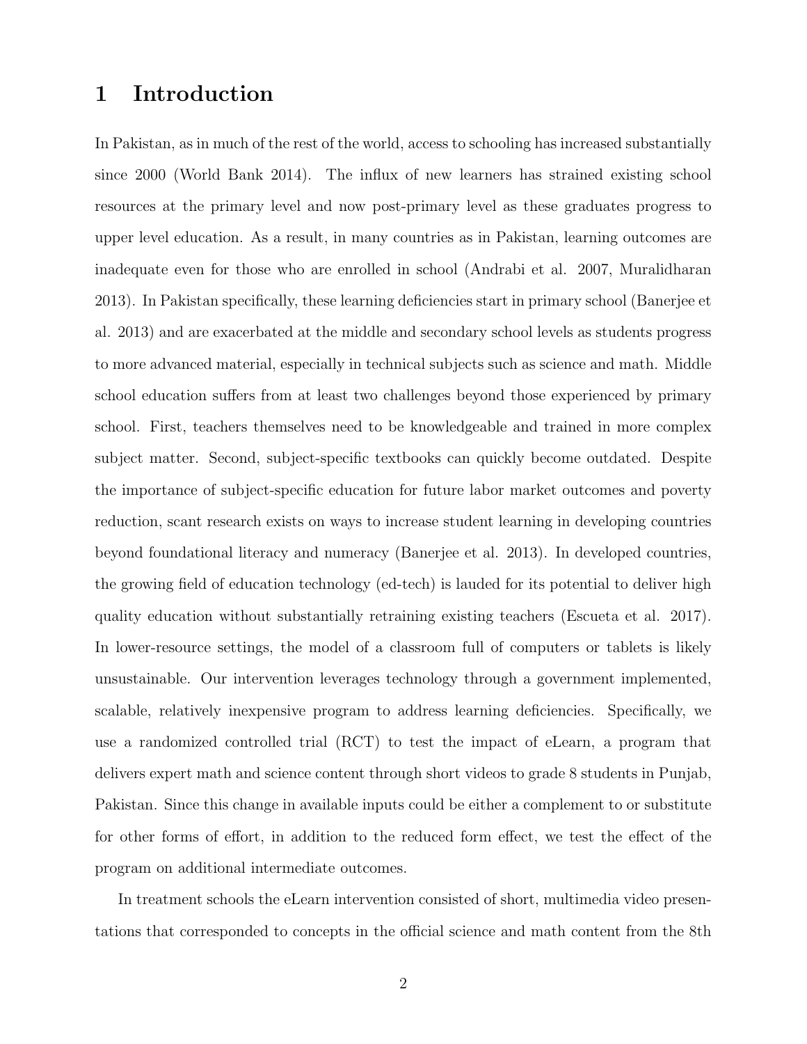# 1 Introduction

In Pakistan, as in much of the rest of the world, access to schooling has increased substantially since 2000 (World Bank 2014). The influx of new learners has strained existing school resources at the primary level and now post-primary level as these graduates progress to upper level education. As a result, in many countries as in Pakistan, learning outcomes are inadequate even for those who are enrolled in school (Andrabi et al. 2007, Muralidharan 2013). In Pakistan specifically, these learning deficiencies start in primary school (Banerjee et al. 2013) and are exacerbated at the middle and secondary school levels as students progress to more advanced material, especially in technical subjects such as science and math. Middle school education suffers from at least two challenges beyond those experienced by primary school. First, teachers themselves need to be knowledgeable and trained in more complex subject matter. Second, subject-specific textbooks can quickly become outdated. Despite the importance of subject-specific education for future labor market outcomes and poverty reduction, scant research exists on ways to increase student learning in developing countries beyond foundational literacy and numeracy (Banerjee et al. 2013). In developed countries, the growing field of education technology (ed-tech) is lauded for its potential to deliver high quality education without substantially retraining existing teachers (Escueta et al. 2017). In lower-resource settings, the model of a classroom full of computers or tablets is likely unsustainable. Our intervention leverages technology through a government implemented, scalable, relatively inexpensive program to address learning deficiencies. Specifically, we use a randomized controlled trial (RCT) to test the impact of eLearn, a program that delivers expert math and science content through short videos to grade 8 students in Punjab, Pakistan. Since this change in available inputs could be either a complement to or substitute for other forms of effort, in addition to the reduced form effect, we test the effect of the program on additional intermediate outcomes.

In treatment schools the eLearn intervention consisted of short, multimedia video presentations that corresponded to concepts in the official science and math content from the 8th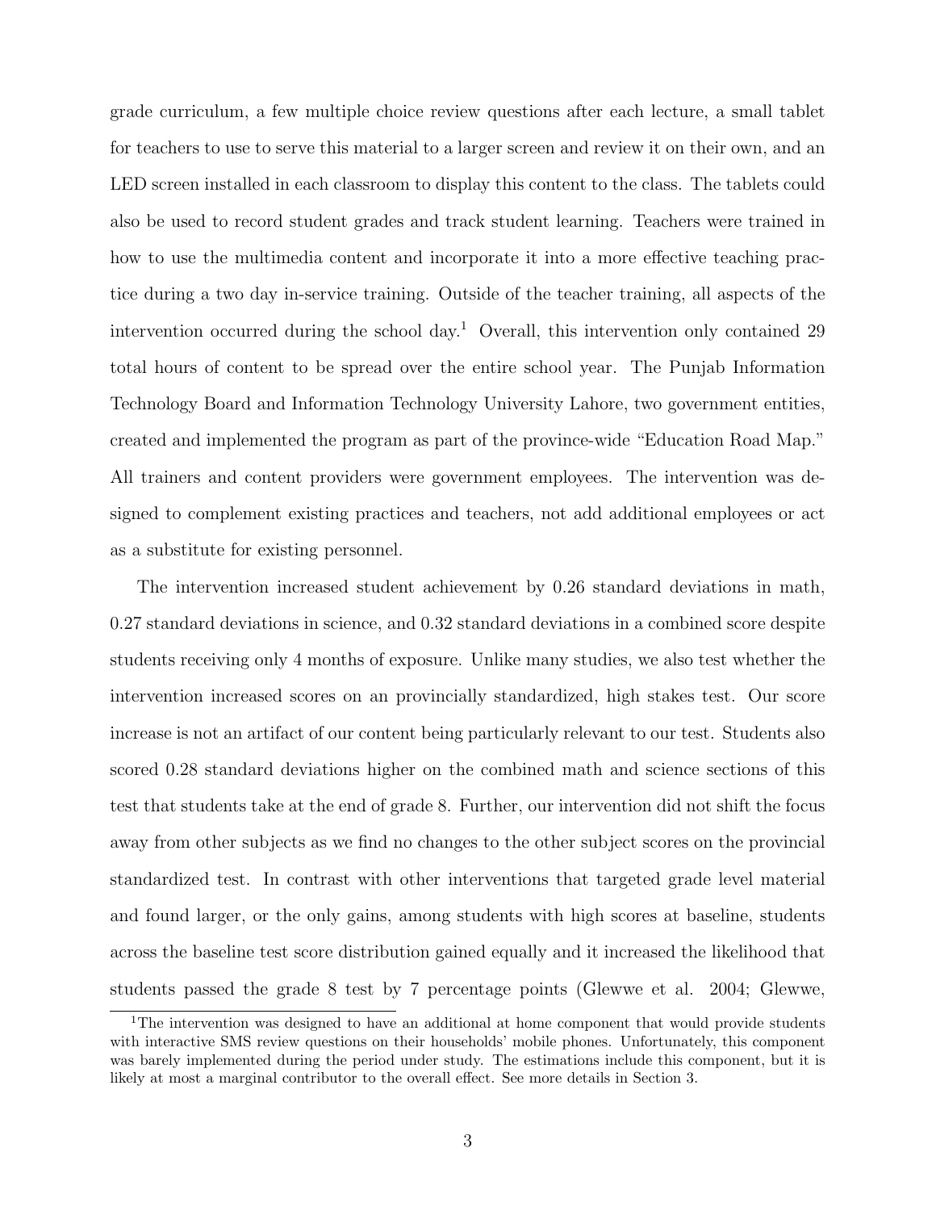grade curriculum, a few multiple choice review questions after each lecture, a small tablet for teachers to use to serve this material to a larger screen and review it on their own, and an LED screen installed in each classroom to display this content to the class. The tablets could also be used to record student grades and track student learning. Teachers were trained in how to use the multimedia content and incorporate it into a more effective teaching practice during a two day in-service training. Outside of the teacher training, all aspects of the intervention occurred during the school day.[1] Overall, this intervention only contained 29 total hours of content to be spread over the entire school year. The Punjab Information Technology Board and Information Technology University Lahore, two government entities, created and implemented the program as part of the province-wide "Education Road Map." All trainers and content providers were government employees. The intervention was designed to complement existing practices and teachers, not add additional employees or act as a substitute for existing personnel.

The intervention increased student achievement by 0.26 standard deviations in math, 0.27 standard deviations in science, and 0.32 standard deviations in a combined score despite students receiving only 4 months of exposure. Unlike many studies, we also test whether the intervention increased scores on an provincially standardized, high stakes test. Our score increase is not an artifact of our content being particularly relevant to our test. Students also scored 0.28 standard deviations higher on the combined math and science sections of this test that students take at the end of grade 8. Further, our intervention did not shift the focus away from other subjects as we find no changes to the other subject scores on the provincial standardized test. In contrast with other interventions that targeted grade level material and found larger, or the only gains, among students with high scores at baseline, students across the baseline test score distribution gained equally and it increased the likelihood that students passed the grade 8 test by 7 percentage points (Glewwe et al. 2004; Glewwe,

[1]The intervention was designed to have an additional at home component that would provide students with interactive SMS review questions on their households' mobile phones. Unfortunately, this component was barely implemented during the period under study. The estimations include this component, but it is likely at most a marginal contributor to the overall effect. See more details in Section 3.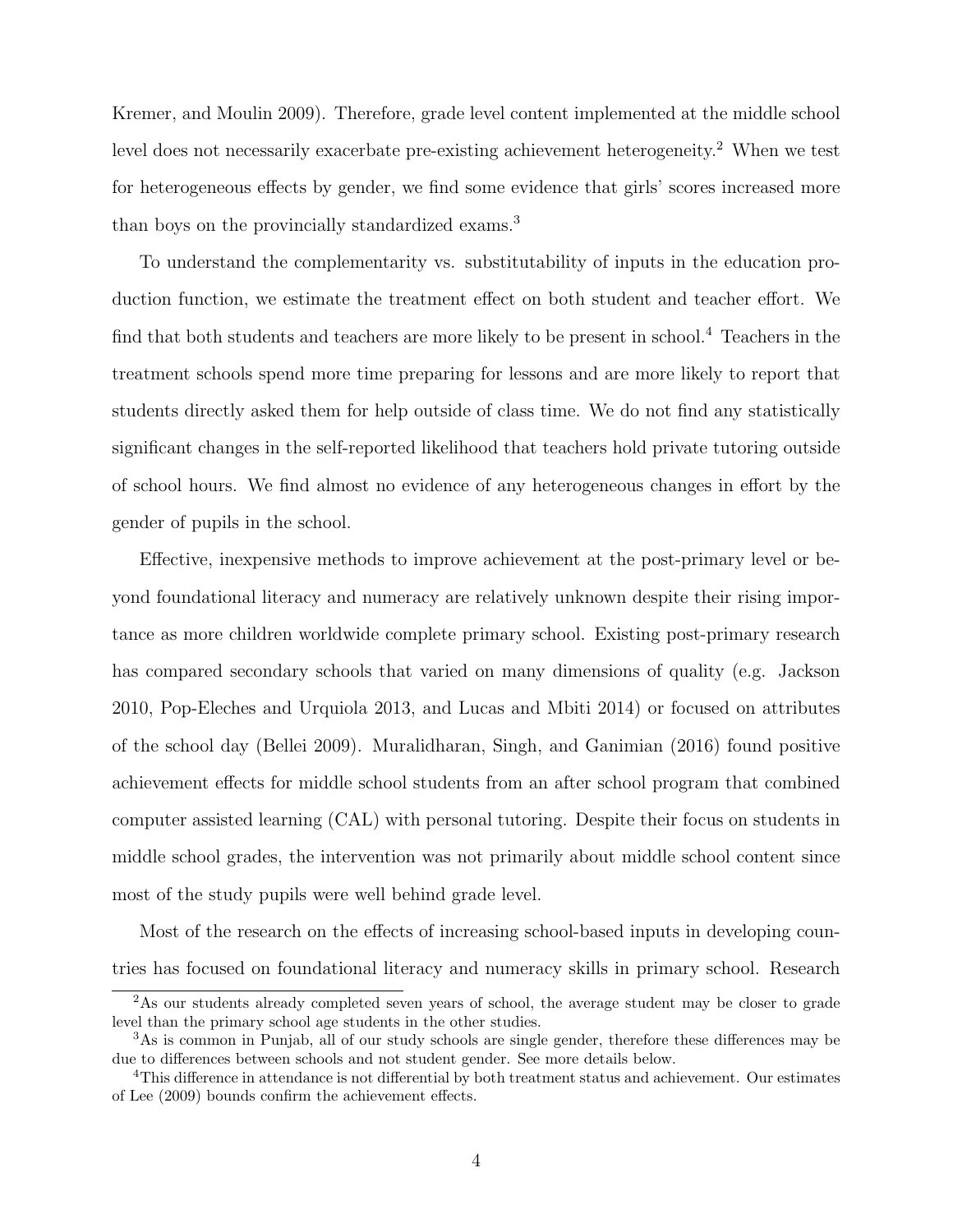Kremer, and Moulin 2009). Therefore, grade level content implemented at the middle school level does not necessarily exacerbate pre-existing achievement heterogeneity.[2] When we test for heterogeneous effects by gender, we find some evidence that girls' scores increased more than boys on the provincially standardized exams.[3]

To understand the complementarity vs. substitutability of inputs in the education production function, we estimate the treatment effect on both student and teacher effort. We find that both students and teachers are more likely to be present in school.[4] Teachers in the treatment schools spend more time preparing for lessons and are more likely to report that students directly asked them for help outside of class time. We do not find any statistically significant changes in the self-reported likelihood that teachers hold private tutoring outside of school hours. We find almost no evidence of any heterogeneous changes in effort by the gender of pupils in the school.

Effective, inexpensive methods to improve achievement at the post-primary level or beyond foundational literacy and numeracy are relatively unknown despite their rising importance as more children worldwide complete primary school. Existing post-primary research has compared secondary schools that varied on many dimensions of quality (e.g. Jackson 2010, Pop-Eleches and Urquiola 2013, and Lucas and Mbiti 2014) or focused on attributes of the school day (Bellei 2009). Muralidharan, Singh, and Ganimian (2016) found positive achievement effects for middle school students from an after school program that combined computer assisted learning (CAL) with personal tutoring. Despite their focus on students in middle school grades, the intervention was not primarily about middle school content since most of the study pupils were well behind grade level.

Most of the research on the effects of increasing school-based inputs in developing countries has focused on foundational literacy and numeracy skills in primary school. Research

[2] As our students already completed seven years of school, the average student may be closer to grade level than the primary school age students in the other studies.

[3] As is common in Punjab, all of our study schools are single gender, therefore these differences may be due to differences between schools and not student gender. See more details below.

[4] This difference in attendance is not differential by both treatment status and achievement. Our estimates of Lee (2009) bounds confirm the achievement effects.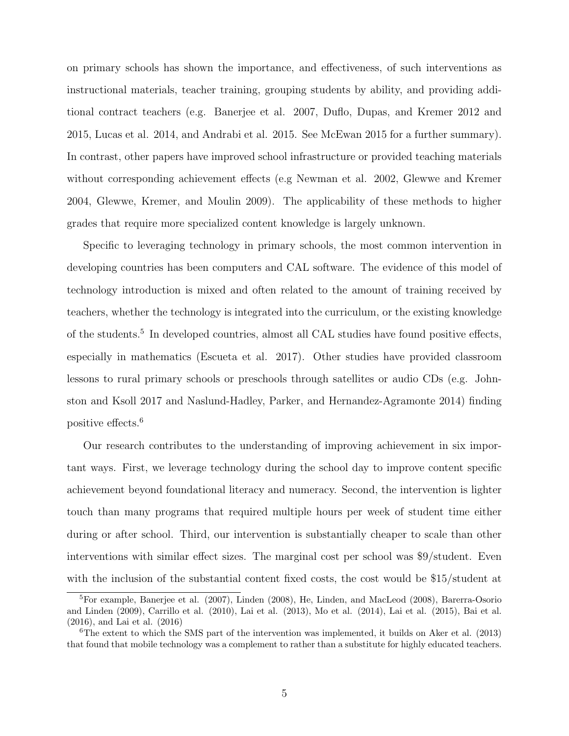on primary schools has shown the importance, and effectiveness, of such interventions as instructional materials, teacher training, grouping students by ability, and providing additional contract teachers (e.g. Banerjee et al. 2007, Duflo, Dupas, and Kremer 2012 and 2015, Lucas et al. 2014, and Andrabi et al. 2015. See McEwan 2015 for a further summary). In contrast, other papers have improved school infrastructure or provided teaching materials without corresponding achievement effects (e.g Newman et al. 2002, Glewwe and Kremer 2004, Glewwe, Kremer, and Moulin 2009). The applicability of these methods to higher grades that require more specialized content knowledge is largely unknown.

Specific to leveraging technology in primary schools, the most common intervention in developing countries has been computers and CAL software. The evidence of this model of technology introduction is mixed and often related to the amount of training received by teachers, whether the technology is integrated into the curriculum, or the existing knowledge of the students.[5] In developed countries, almost all CAL studies have found positive effects, especially in mathematics (Escueta et al. 2017). Other studies have provided classroom lessons to rural primary schools or preschools through satellites or audio CDs (e.g. Johnston and Ksoll 2017 and Naslund-Hadley, Parker, and Hernandez-Agramonte 2014) finding positive effects.[6]

Our research contributes to the understanding of improving achievement in six important ways. First, we leverage technology during the school day to improve content specific achievement beyond foundational literacy and numeracy. Second, the intervention is lighter touch than many programs that required multiple hours per week of student time either during or after school. Third, our intervention is substantially cheaper to scale than other interventions with similar effect sizes. The marginal cost per school was \$9/student. Even with the inclusion of the substantial content fixed costs, the cost would be \$15/student at

---

[5] For example, Banerjee et al. (2007), Linden (2008), He, Linden, and MacLeod (2008), Barerra-Osorio and Linden (2009), Carrillo et al. (2010), Lai et al. (2013), Mo et al. (2014), Lai et al. (2015), Bai et al. (2016), and Lai et al. (2016)

[6] The extent to which the SMS part of the intervention was implemented, it builds on Aker et al. (2013) that found that mobile technology was a complement to rather than a substitute for highly educated teachers.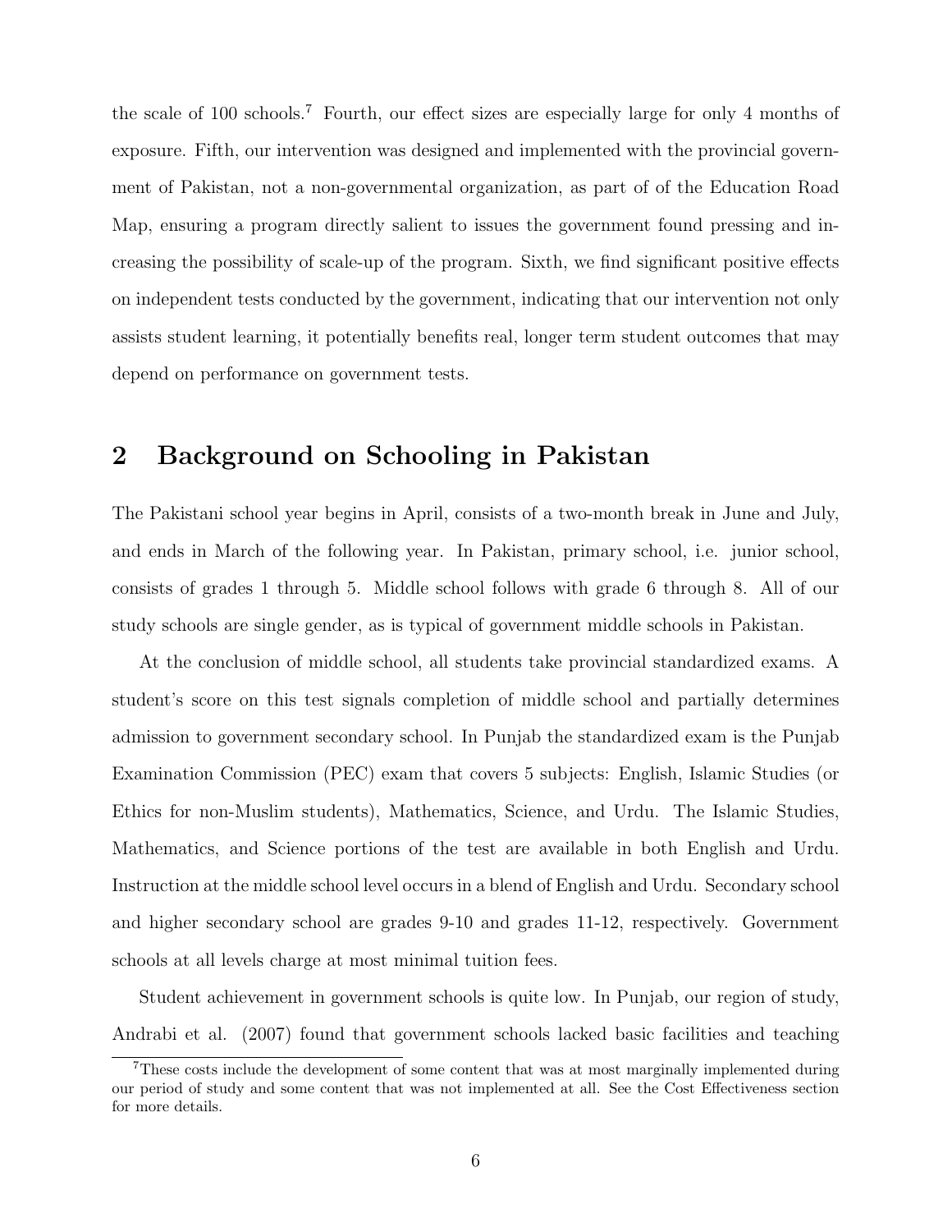the scale of 100 schools.[7] Fourth, our effect sizes are especially large for only 4 months of exposure. Fifth, our intervention was designed and implemented with the provincial government of Pakistan, not a non-governmental organization, as part of of the Education Road Map, ensuring a program directly salient to issues the government found pressing and increasing the possibility of scale-up of the program. Sixth, we find significant positive effects on independent tests conducted by the government, indicating that our intervention not only assists student learning, it potentially benefits real, longer term student outcomes that may depend on performance on government tests.

## 2 Background on Schooling in Pakistan

The Pakistani school year begins in April, consists of a two-month break in June and July, and ends in March of the following year. In Pakistan, primary school, i.e. junior school, consists of grades 1 through 5. Middle school follows with grade 6 through 8. All of our study schools are single gender, as is typical of government middle schools in Pakistan.

At the conclusion of middle school, all students take provincial standardized exams. A student's score on this test signals completion of middle school and partially determines admission to government secondary school. In Punjab the standardized exam is the Punjab Examination Commission (PEC) exam that covers 5 subjects: English, Islamic Studies (or Ethics for non-Muslim students), Mathematics, Science, and Urdu. The Islamic Studies, Mathematics, and Science portions of the test are available in both English and Urdu. Instruction at the middle school level occurs in a blend of English and Urdu. Secondary school and higher secondary school are grades 9-10 and grades 11-12, respectively. Government schools at all levels charge at most minimal tuition fees.

Student achievement in government schools is quite low. In Punjab, our region of study, Andrabi et al. (2007) found that government schools lacked basic facilities and teaching

[7] These costs include the development of some content that was at most marginally implemented during our period of study and some content that was not implemented at all. See the Cost Effectiveness section for more details.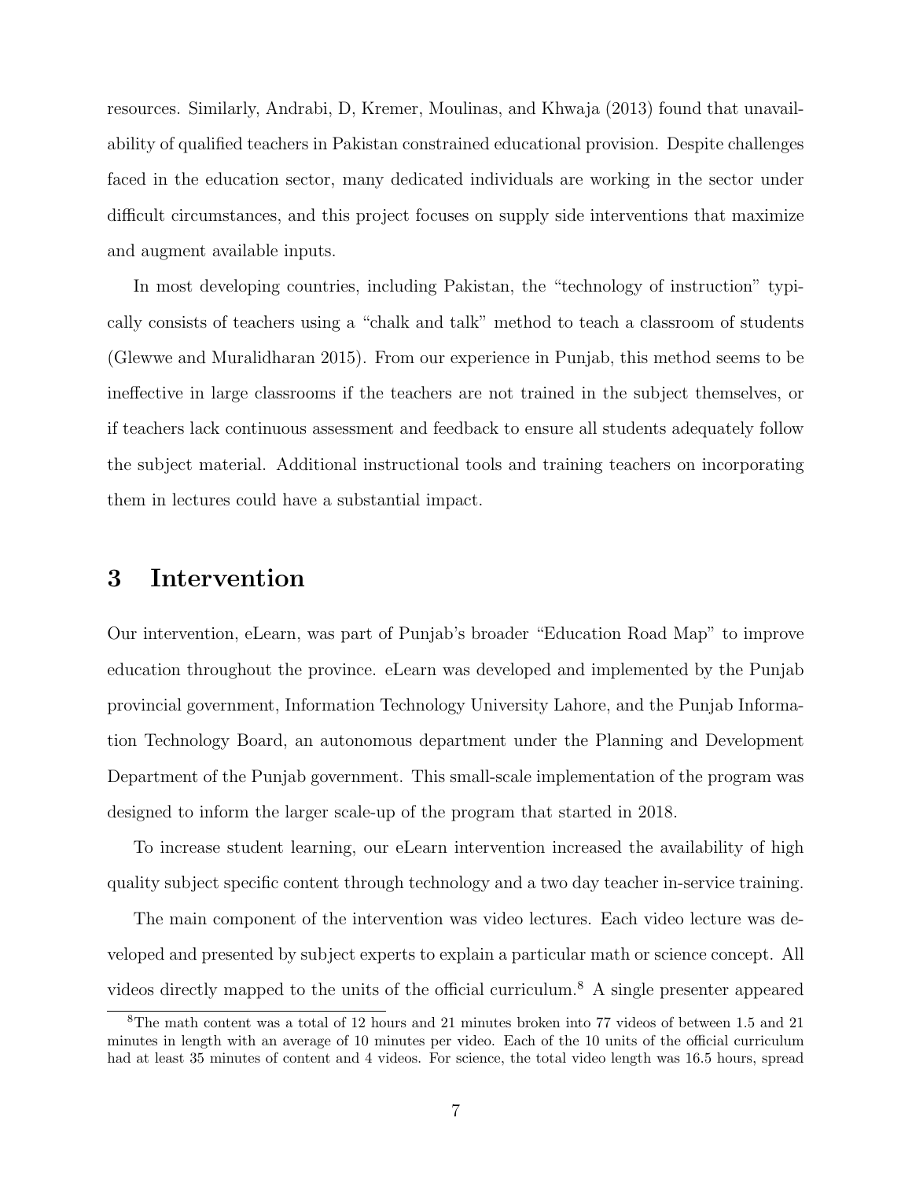resources. Similarly, Andrabi, D, Kremer, Moulinas, and Khwaja (2013) found that unavailability of qualified teachers in Pakistan constrained educational provision. Despite challenges faced in the education sector, many dedicated individuals are working in the sector under difficult circumstances, and this project focuses on supply side interventions that maximize and augment available inputs.

In most developing countries, including Pakistan, the "technology of instruction" typically consists of teachers using a "chalk and talk" method to teach a classroom of students (Glewwe and Muralidharan 2015). From our experience in Punjab, this method seems to be ineffective in large classrooms if the teachers are not trained in the subject themselves, or if teachers lack continuous assessment and feedback to ensure all students adequately follow the subject material. Additional instructional tools and training teachers on incorporating them in lectures could have a substantial impact.

# 3 Intervention

Our intervention, eLearn, was part of Punjab's broader "Education Road Map" to improve education throughout the province. eLearn was developed and implemented by the Punjab provincial government, Information Technology University Lahore, and the Punjab Information Technology Board, an autonomous department under the Planning and Development Department of the Punjab government. This small-scale implementation of the program was designed to inform the larger scale-up of the program that started in 2018.

To increase student learning, our eLearn intervention increased the availability of high quality subject specific content through technology and a two day teacher in-service training.

The main component of the intervention was video lectures. Each video lecture was developed and presented by subject experts to explain a particular math or science concept. All videos directly mapped to the units of the official curriculum.[8] A single presenter appeared

[8] The math content was a total of 12 hours and 21 minutes broken into 77 videos of between 1.5 and 21 minutes in length with an average of 10 minutes per video. Each of the 10 units of the official curriculum had at least 35 minutes of content and 4 videos. For science, the total video length was 16.5 hours, spread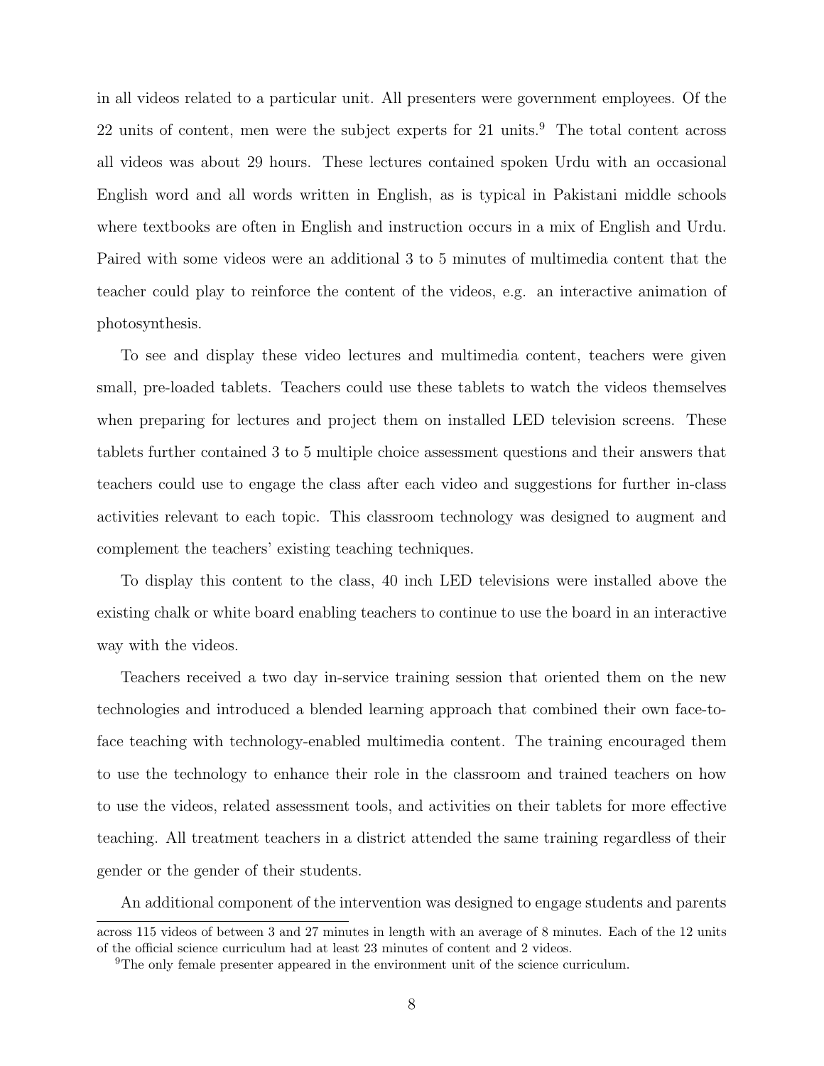in all videos related to a particular unit. All presenters were government employees. Of the 22 units of content, men were the subject experts for 21 units.[9] The total content across all videos was about 29 hours. These lectures contained spoken Urdu with an occasional English word and all words written in English, as is typical in Pakistani middle schools where textbooks are often in English and instruction occurs in a mix of English and Urdu. Paired with some videos were an additional 3 to 5 minutes of multimedia content that the teacher could play to reinforce the content of the videos, e.g. an interactive animation of photosynthesis.

To see and display these video lectures and multimedia content, teachers were given small, pre-loaded tablets. Teachers could use these tablets to watch the videos themselves when preparing for lectures and project them on installed LED television screens. These tablets further contained 3 to 5 multiple choice assessment questions and their answers that teachers could use to engage the class after each video and suggestions for further in-class activities relevant to each topic. This classroom technology was designed to augment and complement the teachers' existing teaching techniques.

To display this content to the class, 40 inch LED televisions were installed above the existing chalk or white board enabling teachers to continue to use the board in an interactive way with the videos.

Teachers received a two day in-service training session that oriented them on the new technologies and introduced a blended learning approach that combined their own face-to-face teaching with technology-enabled multimedia content. The training encouraged them to use the technology to enhance their role in the classroom and trained teachers on how to use the videos, related assessment tools, and activities on their tablets for more effective teaching. All treatment teachers in a district attended the same training regardless of their gender or the gender of their students.

An additional component of the intervention was designed to engage students and parents

across 115 videos of between 3 and 27 minutes in length with an average of 8 minutes. Each of the 12 units of the official science curriculum had at least 23 minutes of content and 2 videos.

[9] The only female presenter appeared in the environment unit of the science curriculum.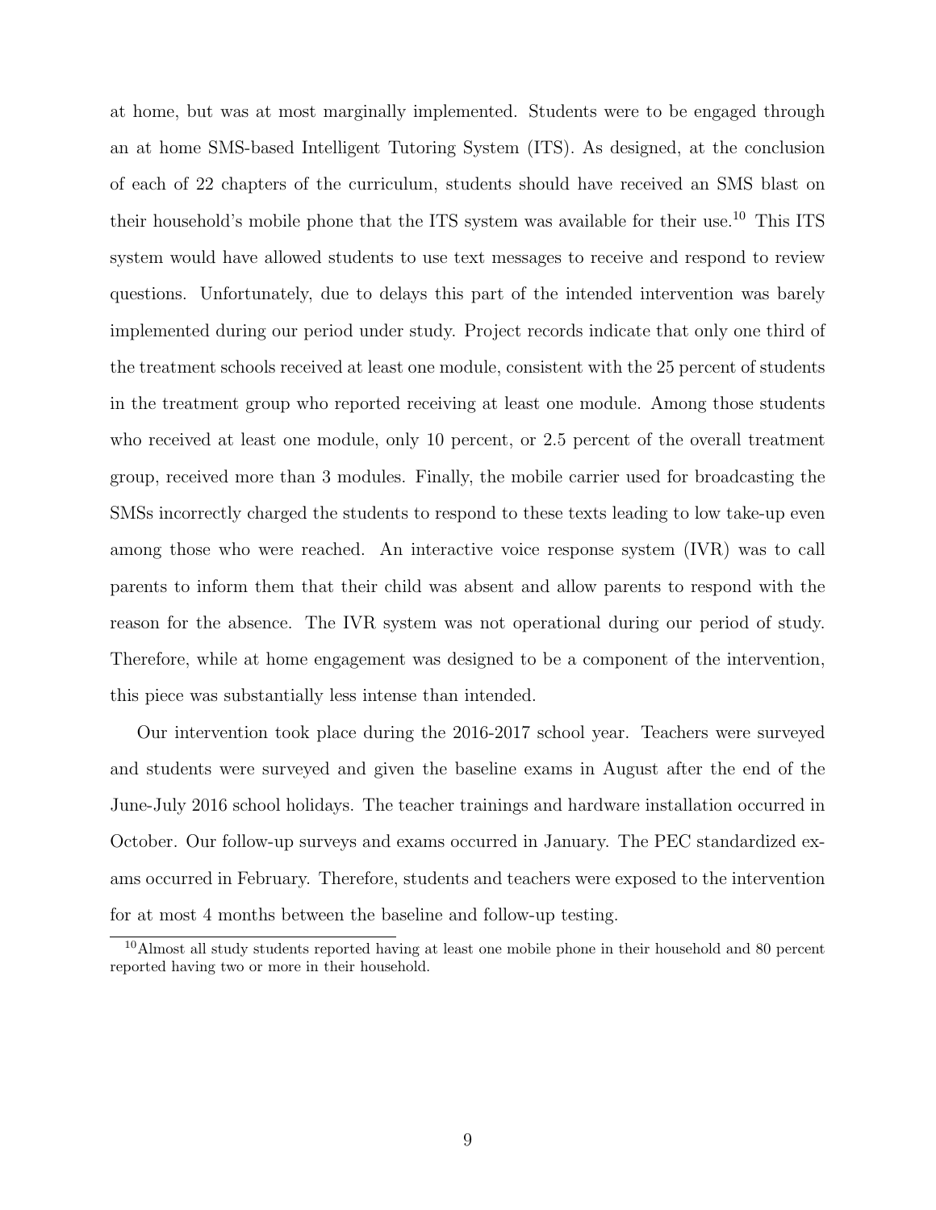at home, but was at most marginally implemented. Students were to be engaged through an at home SMS-based Intelligent Tutoring System (ITS). As designed, at the conclusion of each of 22 chapters of the curriculum, students should have received an SMS blast on their household's mobile phone that the ITS system was available for their use.[10] This ITS system would have allowed students to use text messages to receive and respond to review questions. Unfortunately, due to delays this part of the intended intervention was barely implemented during our period under study. Project records indicate that only one third of the treatment schools received at least one module, consistent with the 25 percent of students in the treatment group who reported receiving at least one module. Among those students who received at least one module, only 10 percent, or 2.5 percent of the overall treatment group, received more than 3 modules. Finally, the mobile carrier used for broadcasting the SMSs incorrectly charged the students to respond to these texts leading to low take-up even among those who were reached. An interactive voice response system (IVR) was to call parents to inform them that their child was absent and allow parents to respond with the reason for the absence. The IVR system was not operational during our period of study. Therefore, while at home engagement was designed to be a component of the intervention, this piece was substantially less intense than intended.

Our intervention took place during the 2016-2017 school year. Teachers were surveyed and students were surveyed and given the baseline exams in August after the end of the June-July 2016 school holidays. The teacher trainings and hardware installation occurred in October. Our follow-up surveys and exams occurred in January. The PEC standardized exams occurred in February. Therefore, students and teachers were exposed to the intervention for at most 4 months between the baseline and follow-up testing.

[10] Almost all study students reported having at least one mobile phone in their household and 80 percent reported having two or more in their household.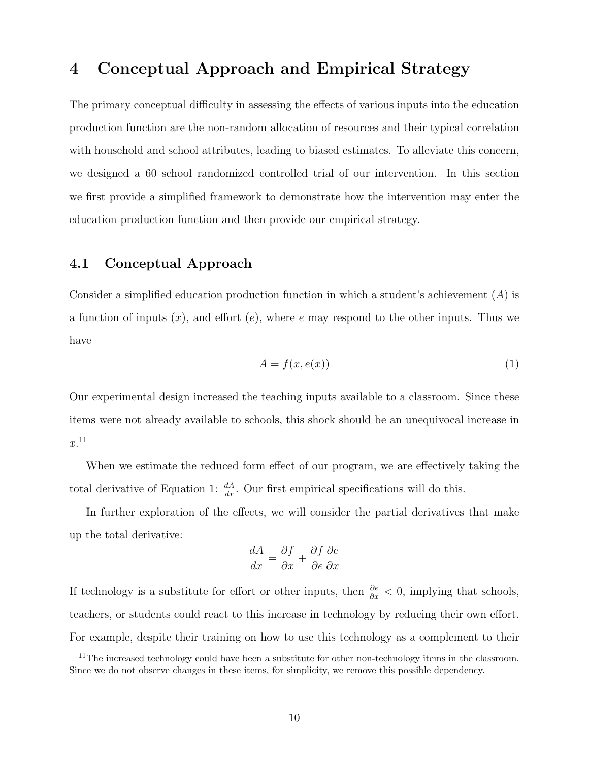# 4 Conceptual Approach and Empirical Strategy

The primary conceptual difficulty in assessing the effects of various inputs into the education production function are the non-random allocation of resources and their typical correlation with household and school attributes, leading to biased estimates. To alleviate this concern, we designed a 60 school randomized controlled trial of our intervention. In this section we first provide a simplified framework to demonstrate how the intervention may enter the education production function and then provide our empirical strategy.

## 4.1 Conceptual Approach

Consider a simplified education production function in which a student's achievement ($A$) is a function of inputs ($x$), and effort ($e$), where $e$ may respond to the other inputs. Thus we have

$$A = f(x, e(x)) \tag{1}$$

Our experimental design increased the teaching inputs available to a classroom. Since these items were not already available to schools, this shock should be an unequivocal increase in $x$.[11]

When we estimate the reduced form effect of our program, we are effectively taking the total derivative of Equation 1: $\frac{dA}{dx}$. Our first empirical specifications will do this.

In further exploration of the effects, we will consider the partial derivatives that make up the total derivative:

$$\frac{dA}{dx} = \frac{\partial f}{\partial x} + \frac{\partial f}{\partial e}\frac{\partial e}{\partial x}$$

If technology is a substitute for effort or other inputs, then $\frac{\partial e}{\partial x} < 0$, implying that schools, teachers, or students could react to this increase in technology by reducing their own effort. For example, despite their training on how to use this technology as a complement to their

[11] The increased technology could have been a substitute for other non-technology items in the classroom. Since we do not observe changes in these items, for simplicity, we remove this possible dependency.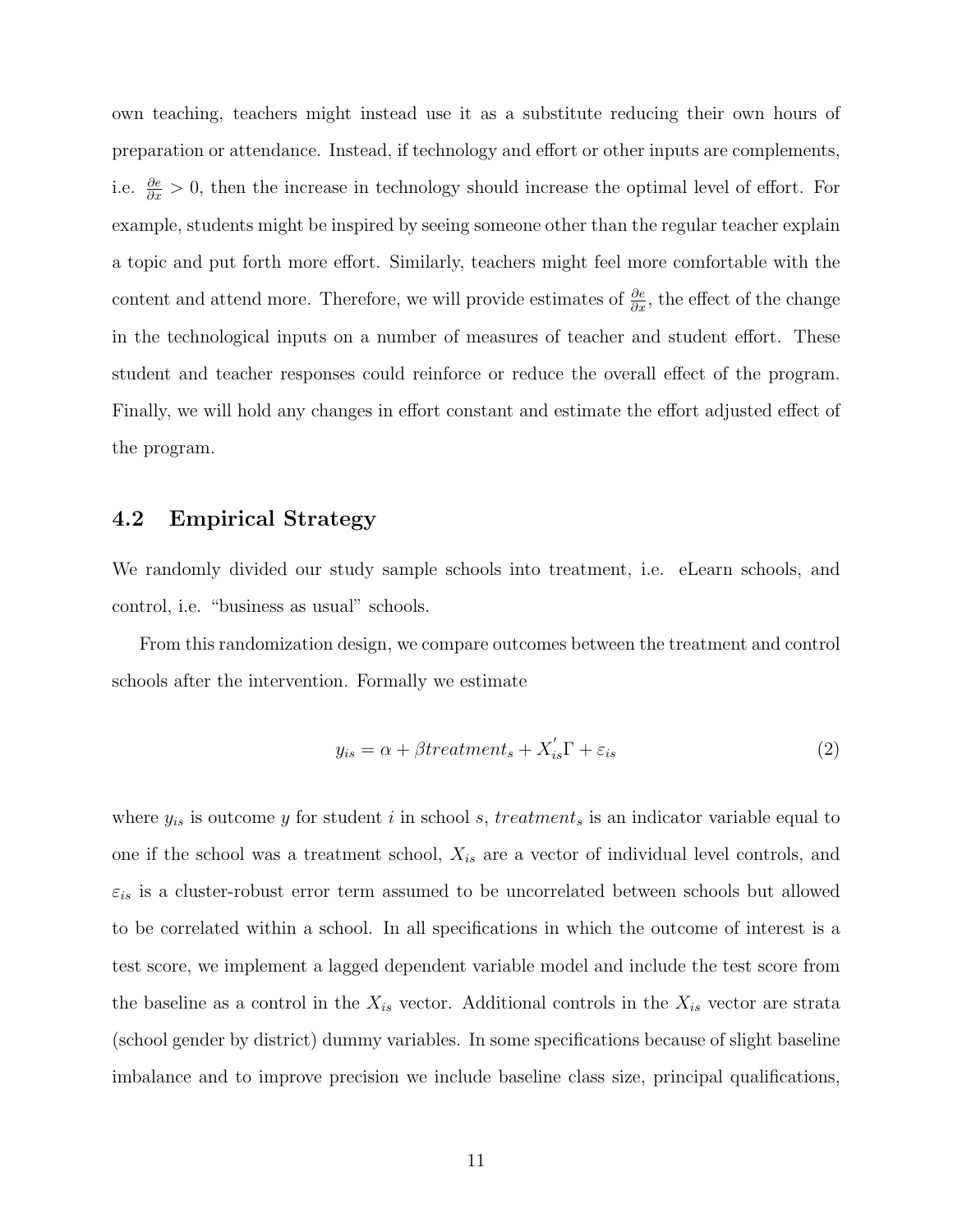own teaching, teachers might instead use it as a substitute reducing their own hours of preparation or attendance. Instead, if technology and effort or other inputs are complements, i.e. $\frac{\partial e}{\partial x} > 0$, then the increase in technology should increase the optimal level of effort. For example, students might be inspired by seeing someone other than the regular teacher explain a topic and put forth more effort. Similarly, teachers might feel more comfortable with the content and attend more. Therefore, we will provide estimates of $\frac{\partial e}{\partial x}$, the effect of the change in the technological inputs on a number of measures of teacher and student effort. These student and teacher responses could reinforce or reduce the overall effect of the program. Finally, we will hold any changes in effort constant and estimate the effort adjusted effect of the program.

## 4.2 Empirical Strategy

We randomly divided our study sample schools into treatment, i.e. eLearn schools, and control, i.e. "business as usual" schools.

From this randomization design, we compare outcomes between the treatment and control schools after the intervention. Formally we estimate

$$y_{is} = \alpha + \beta treatment_s + X_{is}^{'}\Gamma + \varepsilon_{is} \tag{2}$$

where $y_{is}$ is outcome $y$ for student $i$ in school $s$, $treatment_s$ is an indicator variable equal to one if the school was a treatment school, $X_{is}$ are a vector of individual level controls, and $\varepsilon_{is}$ is a cluster-robust error term assumed to be uncorrelated between schools but allowed to be correlated within a school. In all specifications in which the outcome of interest is a test score, we implement a lagged dependent variable model and include the test score from the baseline as a control in the $X_{is}$ vector. Additional controls in the $X_{is}$ vector are strata (school gender by district) dummy variables. In some specifications because of slight baseline imbalance and to improve precision we include baseline class size, principal qualifications,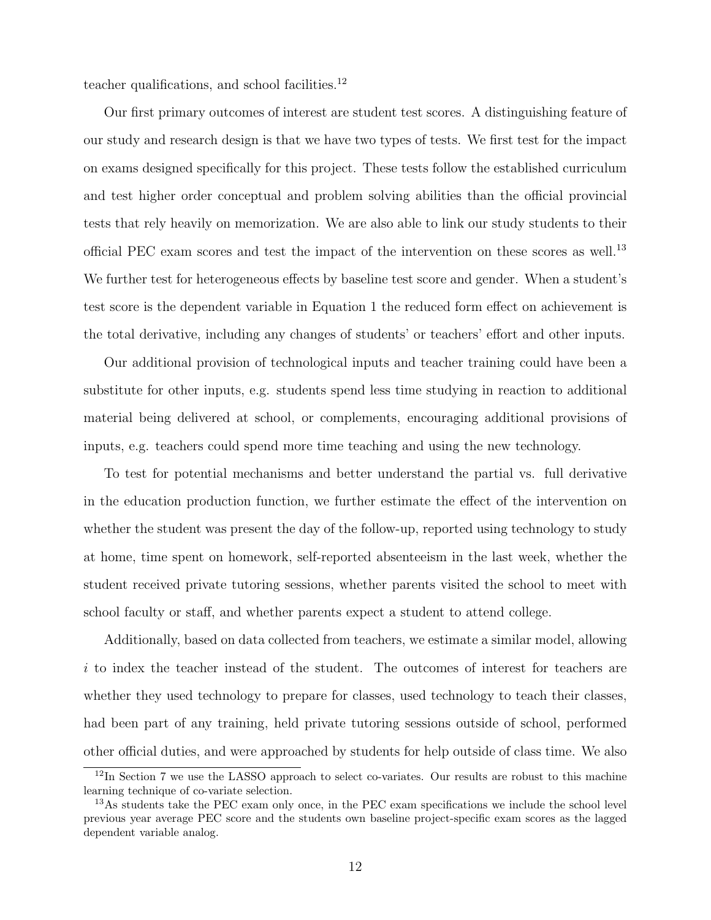teacher qualifications, and school facilities.[12]

Our first primary outcomes of interest are student test scores. A distinguishing feature of our study and research design is that we have two types of tests. We first test for the impact on exams designed specifically for this project. These tests follow the established curriculum and test higher order conceptual and problem solving abilities than the official provincial tests that rely heavily on memorization. We are also able to link our study students to their official PEC exam scores and test the impact of the intervention on these scores as well.[13] We further test for heterogeneous effects by baseline test score and gender. When a student's test score is the dependent variable in Equation 1 the reduced form effect on achievement is the total derivative, including any changes of students' or teachers' effort and other inputs.

Our additional provision of technological inputs and teacher training could have been a substitute for other inputs, e.g. students spend less time studying in reaction to additional material being delivered at school, or complements, encouraging additional provisions of inputs, e.g. teachers could spend more time teaching and using the new technology.

To test for potential mechanisms and better understand the partial vs. full derivative in the education production function, we further estimate the effect of the intervention on whether the student was present the day of the follow-up, reported using technology to study at home, time spent on homework, self-reported absenteeism in the last week, whether the student received private tutoring sessions, whether parents visited the school to meet with school faculty or staff, and whether parents expect a student to attend college.

Additionally, based on data collected from teachers, we estimate a similar model, allowing $i$ to index the teacher instead of the student. The outcomes of interest for teachers are whether they used technology to prepare for classes, used technology to teach their classes, had been part of any training, held private tutoring sessions outside of school, performed other official duties, and were approached by students for help outside of class time. We also

[12]In Section 7 we use the LASSO approach to select co-variates. Our results are robust to this machine learning technique of co-variate selection.

[13]As students take the PEC exam only once, in the PEC exam specifications we include the school level previous year average PEC score and the students own baseline project-specific exam scores as the lagged dependent variable analog.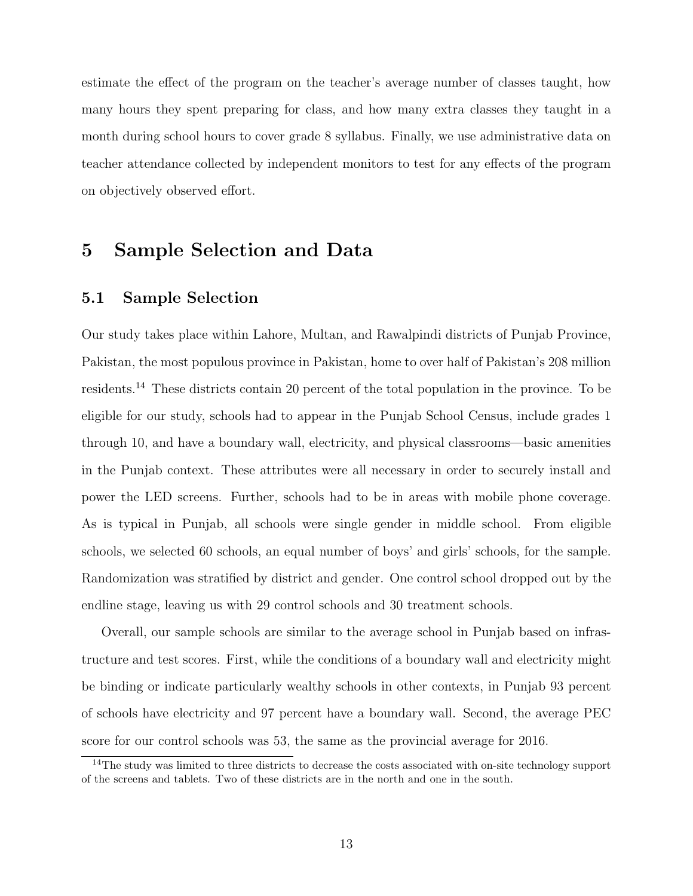estimate the effect of the program on the teacher's average number of classes taught, how many hours they spent preparing for class, and how many extra classes they taught in a month during school hours to cover grade 8 syllabus. Finally, we use administrative data on teacher attendance collected by independent monitors to test for any effects of the program on objectively observed effort.

# 5 Sample Selection and Data

## 5.1 Sample Selection

Our study takes place within Lahore, Multan, and Rawalpindi districts of Punjab Province, Pakistan, the most populous province in Pakistan, home to over half of Pakistan's 208 million residents.[14] These districts contain 20 percent of the total population in the province. To be eligible for our study, schools had to appear in the Punjab School Census, include grades 1 through 10, and have a boundary wall, electricity, and physical classrooms—basic amenities in the Punjab context. These attributes were all necessary in order to securely install and power the LED screens. Further, schools had to be in areas with mobile phone coverage. As is typical in Punjab, all schools were single gender in middle school. From eligible schools, we selected 60 schools, an equal number of boys' and girls' schools, for the sample. Randomization was stratified by district and gender. One control school dropped out by the endline stage, leaving us with 29 control schools and 30 treatment schools.

Overall, our sample schools are similar to the average school in Punjab based on infrastructure and test scores. First, while the conditions of a boundary wall and electricity might be binding or indicate particularly wealthy schools in other contexts, in Punjab 93 percent of schools have electricity and 97 percent have a boundary wall. Second, the average PEC score for our control schools was 53, the same as the provincial average for 2016.

[14] The study was limited to three districts to decrease the costs associated with on-site technology support of the screens and tablets. Two of these districts are in the north and one in the south.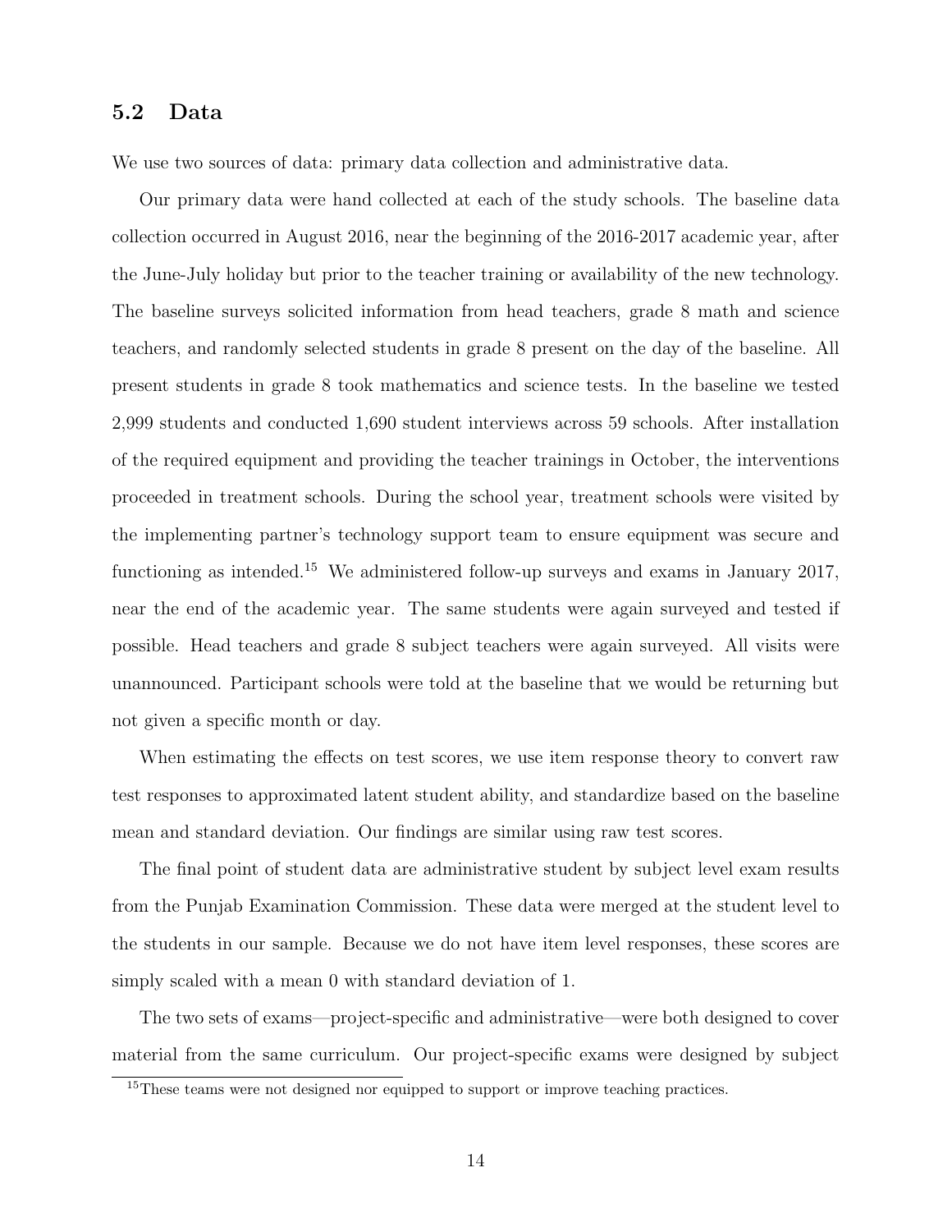## 5.2 Data

We use two sources of data: primary data collection and administrative data.

Our primary data were hand collected at each of the study schools. The baseline data collection occurred in August 2016, near the beginning of the 2016-2017 academic year, after the June-July holiday but prior to the teacher training or availability of the new technology. The baseline surveys solicited information from head teachers, grade 8 math and science teachers, and randomly selected students in grade 8 present on the day of the baseline. All present students in grade 8 took mathematics and science tests. In the baseline we tested 2,999 students and conducted 1,690 student interviews across 59 schools. After installation of the required equipment and providing the teacher trainings in October, the interventions proceeded in treatment schools. During the school year, treatment schools were visited by the implementing partner's technology support team to ensure equipment was secure and functioning as intended.[15] We administered follow-up surveys and exams in January 2017, near the end of the academic year. The same students were again surveyed and tested if possible. Head teachers and grade 8 subject teachers were again surveyed. All visits were unannounced. Participant schools were told at the baseline that we would be returning but not given a specific month or day.

When estimating the effects on test scores, we use item response theory to convert raw test responses to approximated latent student ability, and standardize based on the baseline mean and standard deviation. Our findings are similar using raw test scores.

The final point of student data are administrative student by subject level exam results from the Punjab Examination Commission. These data were merged at the student level to the students in our sample. Because we do not have item level responses, these scores are simply scaled with a mean 0 with standard deviation of 1.

The two sets of exams—project-specific and administrative—were both designed to cover material from the same curriculum. Our project-specific exams were designed by subject

[15] These teams were not designed nor equipped to support or improve teaching practices.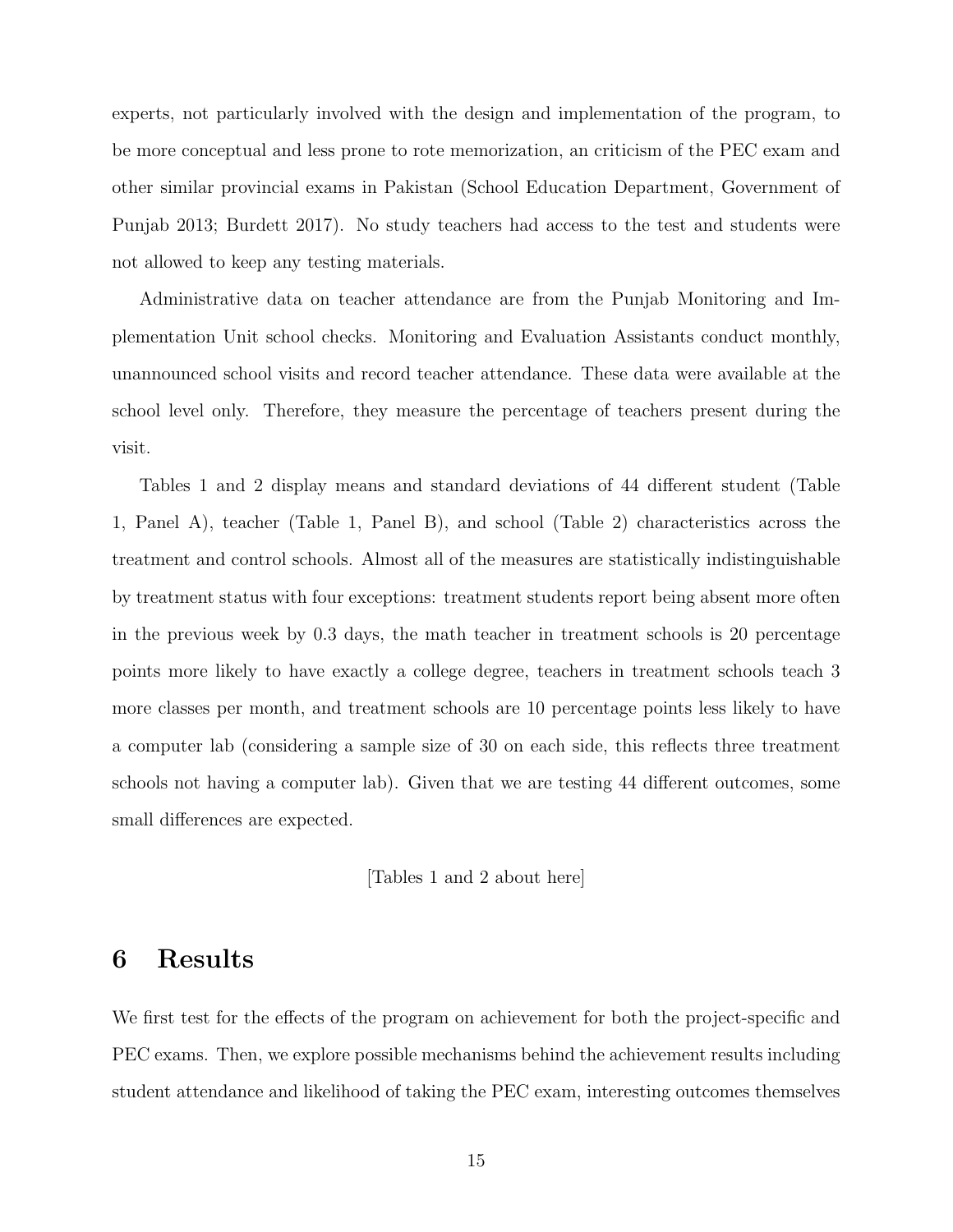experts, not particularly involved with the design and implementation of the program, to be more conceptual and less prone to rote memorization, an criticism of the PEC exam and other similar provincial exams in Pakistan (School Education Department, Government of Punjab 2013; Burdett 2017). No study teachers had access to the test and students were not allowed to keep any testing materials.

Administrative data on teacher attendance are from the Punjab Monitoring and Implementation Unit school checks. Monitoring and Evaluation Assistants conduct monthly, unannounced school visits and record teacher attendance. These data were available at the school level only. Therefore, they measure the percentage of teachers present during the visit.

Tables 1 and 2 display means and standard deviations of 44 different student (Table 1, Panel A), teacher (Table 1, Panel B), and school (Table 2) characteristics across the treatment and control schools. Almost all of the measures are statistically indistinguishable by treatment status with four exceptions: treatment students report being absent more often in the previous week by 0.3 days, the math teacher in treatment schools is 20 percentage points more likely to have exactly a college degree, teachers in treatment schools teach 3 more classes per month, and treatment schools are 10 percentage points less likely to have a computer lab (considering a sample size of 30 on each side, this reflects three treatment schools not having a computer lab). Given that we are testing 44 different outcomes, some small differences are expected.

[Tables 1 and 2 about here]

# 6 Results

We first test for the effects of the program on achievement for both the project-specific and PEC exams. Then, we explore possible mechanisms behind the achievement results including student attendance and likelihood of taking the PEC exam, interesting outcomes themselves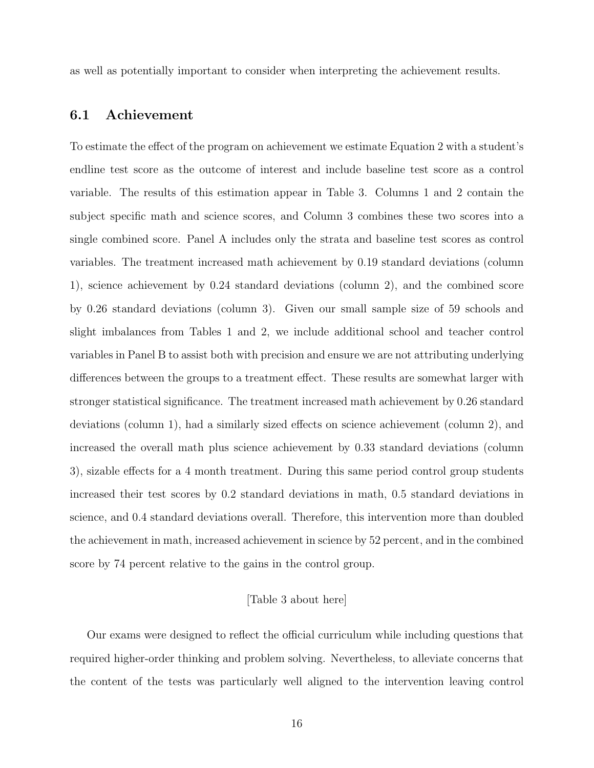as well as potentially important to consider when interpreting the achievement results.

### 6.1 Achievement

To estimate the effect of the program on achievement we estimate Equation 2 with a student's endline test score as the outcome of interest and include baseline test score as a control variable. The results of this estimation appear in Table 3. Columns 1 and 2 contain the subject specific math and science scores, and Column 3 combines these two scores into a single combined score. Panel A includes only the strata and baseline test scores as control variables. The treatment increased math achievement by 0.19 standard deviations (column 1), science achievement by 0.24 standard deviations (column 2), and the combined score by 0.26 standard deviations (column 3). Given our small sample size of 59 schools and slight imbalances from Tables 1 and 2, we include additional school and teacher control variables in Panel B to assist both with precision and ensure we are not attributing underlying differences between the groups to a treatment effect. These results are somewhat larger with stronger statistical significance. The treatment increased math achievement by 0.26 standard deviations (column 1), had a similarly sized effects on science achievement (column 2), and increased the overall math plus science achievement by 0.33 standard deviations (column 3), sizable effects for a 4 month treatment. During this same period control group students increased their test scores by 0.2 standard deviations in math, 0.5 standard deviations in science, and 0.4 standard deviations overall. Therefore, this intervention more than doubled the achievement in math, increased achievement in science by 52 percent, and in the combined score by 74 percent relative to the gains in the control group.

[Table 3 about here]

Our exams were designed to reflect the official curriculum while including questions that required higher-order thinking and problem solving. Nevertheless, to alleviate concerns that the content of the tests was particularly well aligned to the intervention leaving control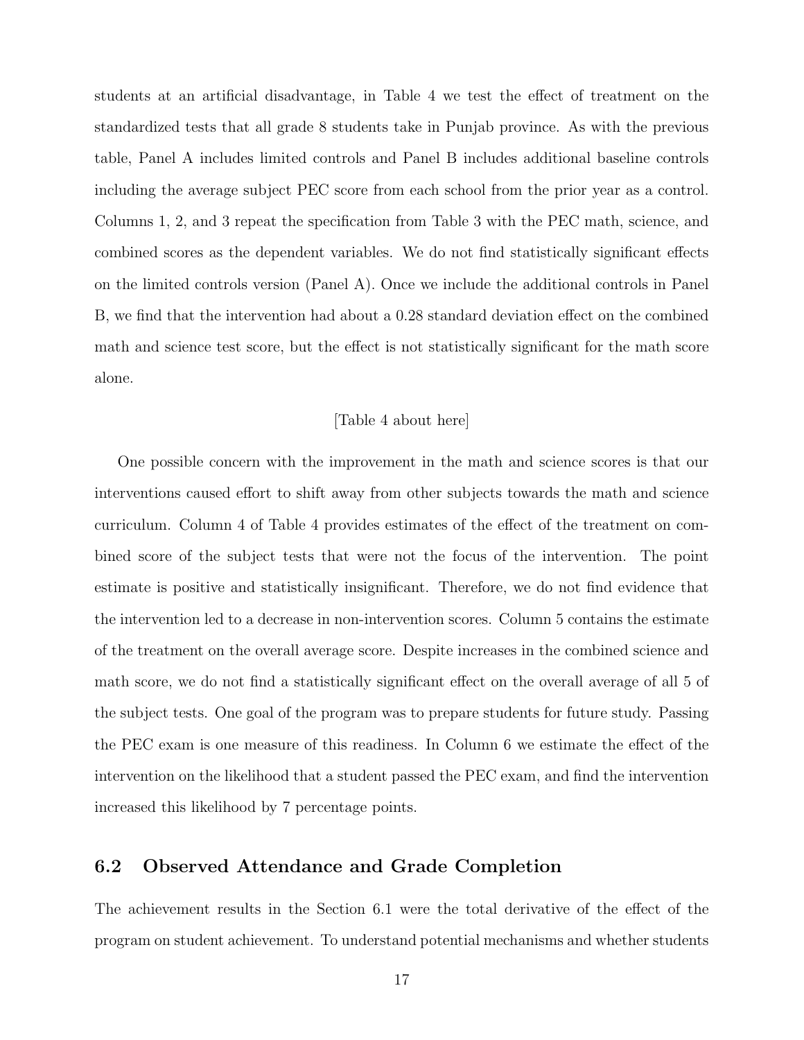students at an artificial disadvantage, in Table 4 we test the effect of treatment on the standardized tests that all grade 8 students take in Punjab province. As with the previous table, Panel A includes limited controls and Panel B includes additional baseline controls including the average subject PEC score from each school from the prior year as a control. Columns 1, 2, and 3 repeat the specification from Table 3 with the PEC math, science, and combined scores as the dependent variables. We do not find statistically significant effects on the limited controls version (Panel A). Once we include the additional controls in Panel B, we find that the intervention had about a 0.28 standard deviation effect on the combined math and science test score, but the effect is not statistically significant for the math score alone.

[Table 4 about here]

One possible concern with the improvement in the math and science scores is that our interventions caused effort to shift away from other subjects towards the math and science curriculum. Column 4 of Table 4 provides estimates of the effect of the treatment on combined score of the subject tests that were not the focus of the intervention. The point estimate is positive and statistically insignificant. Therefore, we do not find evidence that the intervention led to a decrease in non-intervention scores. Column 5 contains the estimate of the treatment on the overall average score. Despite increases in the combined science and math score, we do not find a statistically significant effect on the overall average of all 5 of the subject tests. One goal of the program was to prepare students for future study. Passing the PEC exam is one measure of this readiness. In Column 6 we estimate the effect of the intervention on the likelihood that a student passed the PEC exam, and find the intervention increased this likelihood by 7 percentage points.

## 6.2 Observed Attendance and Grade Completion

The achievement results in the Section 6.1 were the total derivative of the effect of the program on student achievement. To understand potential mechanisms and whether students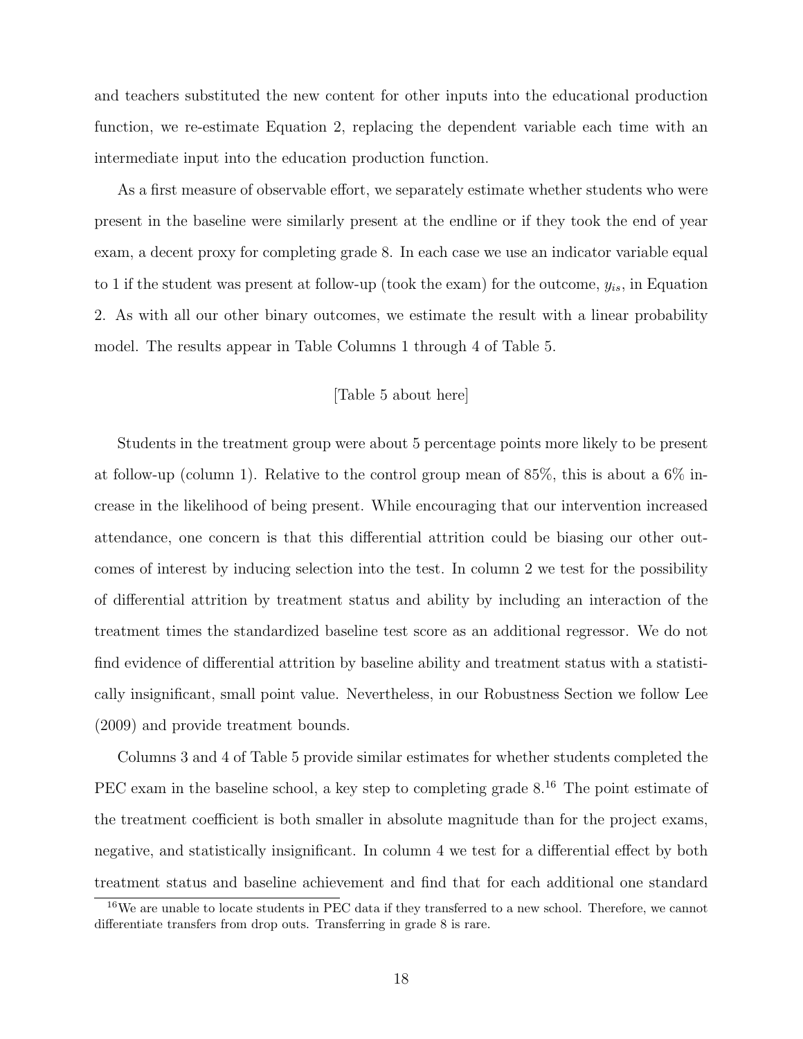and teachers substituted the new content for other inputs into the educational production function, we re-estimate Equation 2, replacing the dependent variable each time with an intermediate input into the education production function.

As a first measure of observable effort, we separately estimate whether students who were present in the baseline were similarly present at the endline or if they took the end of year exam, a decent proxy for completing grade 8. In each case we use an indicator variable equal to 1 if the student was present at follow-up (took the exam) for the outcome, $y_{is}$, in Equation 2. As with all our other binary outcomes, we estimate the result with a linear probability model. The results appear in Table Columns 1 through 4 of Table 5.

[Table 5 about here]

Students in the treatment group were about 5 percentage points more likely to be present at follow-up (column 1). Relative to the control group mean of 85%, this is about a 6% increase in the likelihood of being present. While encouraging that our intervention increased attendance, one concern is that this differential attrition could be biasing our other outcomes of interest by inducing selection into the test. In column 2 we test for the possibility of differential attrition by treatment status and ability by including an interaction of the treatment times the standardized baseline test score as an additional regressor. We do not find evidence of differential attrition by baseline ability and treatment status with a statistically insignificant, small point value. Nevertheless, in our Robustness Section we follow Lee (2009) and provide treatment bounds.

Columns 3 and 4 of Table 5 provide similar estimates for whether students completed the PEC exam in the baseline school, a key step to completing grade 8.[16] The point estimate of the treatment coefficient is both smaller in absolute magnitude than for the project exams, negative, and statistically insignificant. In column 4 we test for a differential effect by both treatment status and baseline achievement and find that for each additional one standard

[16] We are unable to locate students in PEC data if they transferred to a new school. Therefore, we cannot differentiate transfers from drop outs. Transferring in grade 8 is rare.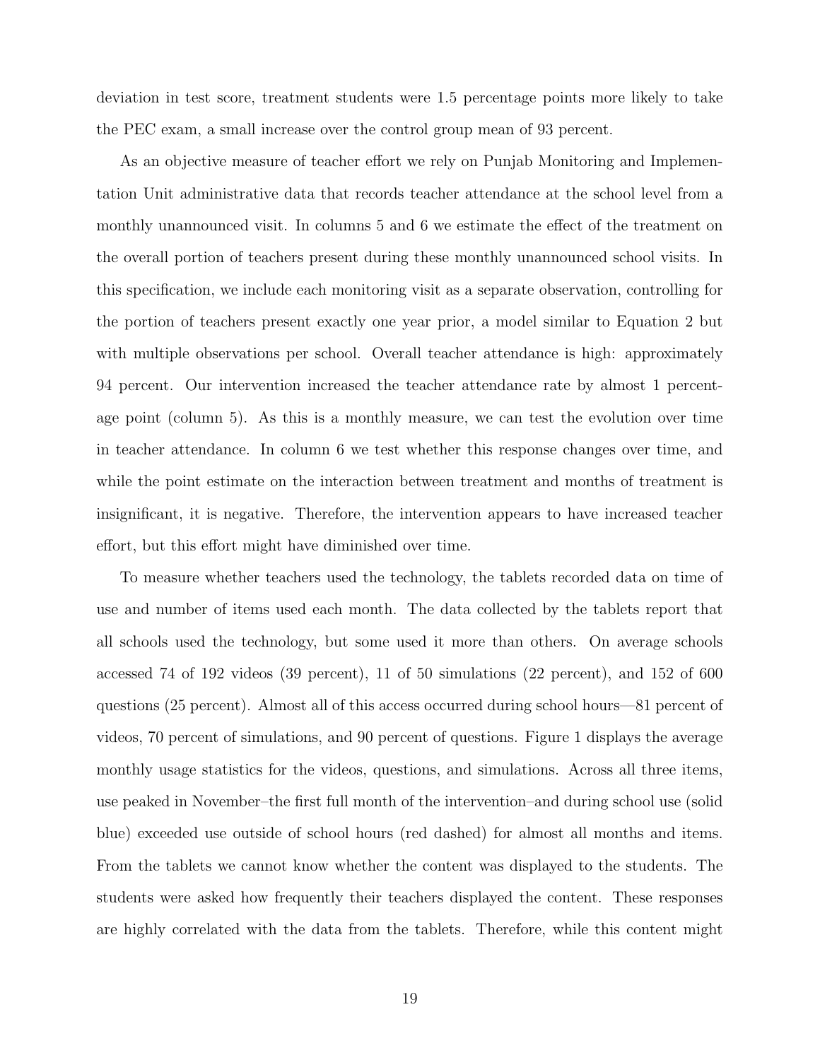deviation in test score, treatment students were 1.5 percentage points more likely to take the PEC exam, a small increase over the control group mean of 93 percent.

As an objective measure of teacher effort we rely on Punjab Monitoring and Implementation Unit administrative data that records teacher attendance at the school level from a monthly unannounced visit. In columns 5 and 6 we estimate the effect of the treatment on the overall portion of teachers present during these monthly unannounced school visits. In this specification, we include each monitoring visit as a separate observation, controlling for the portion of teachers present exactly one year prior, a model similar to Equation 2 but with multiple observations per school. Overall teacher attendance is high: approximately 94 percent. Our intervention increased the teacher attendance rate by almost 1 percentage point (column 5). As this is a monthly measure, we can test the evolution over time in teacher attendance. In column 6 we test whether this response changes over time, and while the point estimate on the interaction between treatment and months of treatment is insignificant, it is negative. Therefore, the intervention appears to have increased teacher effort, but this effort might have diminished over time.

To measure whether teachers used the technology, the tablets recorded data on time of use and number of items used each month. The data collected by the tablets report that all schools used the technology, but some used it more than others. On average schools accessed 74 of 192 videos (39 percent), 11 of 50 simulations (22 percent), and 152 of 600 questions (25 percent). Almost all of this access occurred during school hours—81 percent of videos, 70 percent of simulations, and 90 percent of questions. Figure 1 displays the average monthly usage statistics for the videos, questions, and simulations. Across all three items, use peaked in November–the first full month of the intervention–and during school use (solid blue) exceeded use outside of school hours (red dashed) for almost all months and items. From the tablets we cannot know whether the content was displayed to the students. The students were asked how frequently their teachers displayed the content. These responses are highly correlated with the data from the tablets. Therefore, while this content might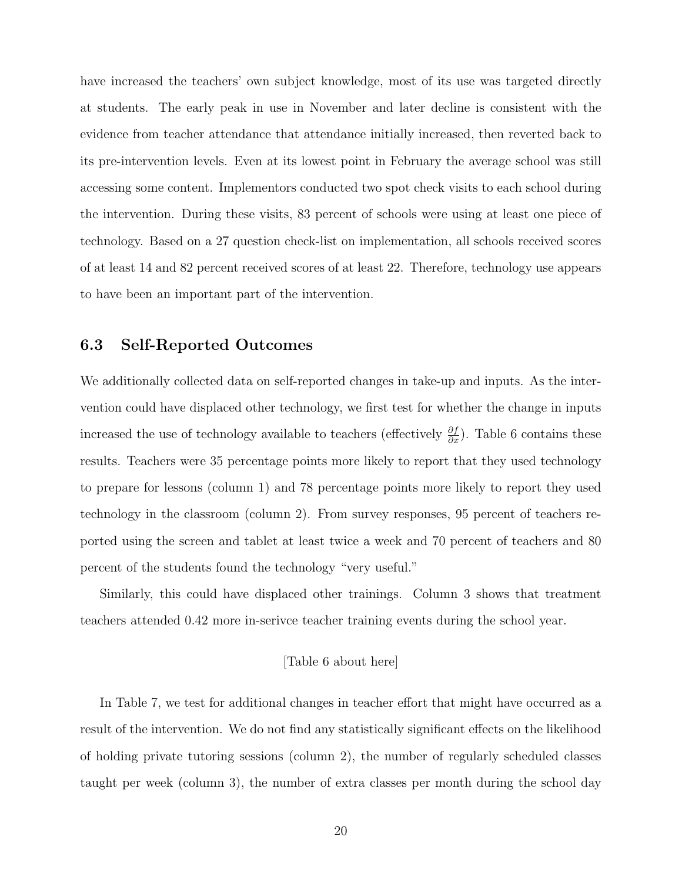have increased the teachers' own subject knowledge, most of its use was targeted directly at students. The early peak in use in November and later decline is consistent with the evidence from teacher attendance that attendance initially increased, then reverted back to its pre-intervention levels. Even at its lowest point in February the average school was still accessing some content. Implementors conducted two spot check visits to each school during the intervention. During these visits, 83 percent of schools were using at least one piece of technology. Based on a 27 question check-list on implementation, all schools received scores of at least 14 and 82 percent received scores of at least 22. Therefore, technology use appears to have been an important part of the intervention.

### 6.3 Self-Reported Outcomes

We additionally collected data on self-reported changes in take-up and inputs. As the intervention could have displaced other technology, we first test for whether the change in inputs increased the use of technology available to teachers (effectively $\frac{\partial f}{\partial x}$). Table 6 contains these results. Teachers were 35 percentage points more likely to report that they used technology to prepare for lessons (column 1) and 78 percentage points more likely to report they used technology in the classroom (column 2). From survey responses, 95 percent of teachers reported using the screen and tablet at least twice a week and 70 percent of teachers and 80 percent of the students found the technology "very useful."

Similarly, this could have displaced other trainings. Column 3 shows that treatment teachers attended 0.42 more in-serivce teacher training events during the school year.

[Table 6 about here]

In Table 7, we test for additional changes in teacher effort that might have occurred as a result of the intervention. We do not find any statistically significant effects on the likelihood of holding private tutoring sessions (column 2), the number of regularly scheduled classes taught per week (column 3), the number of extra classes per month during the school day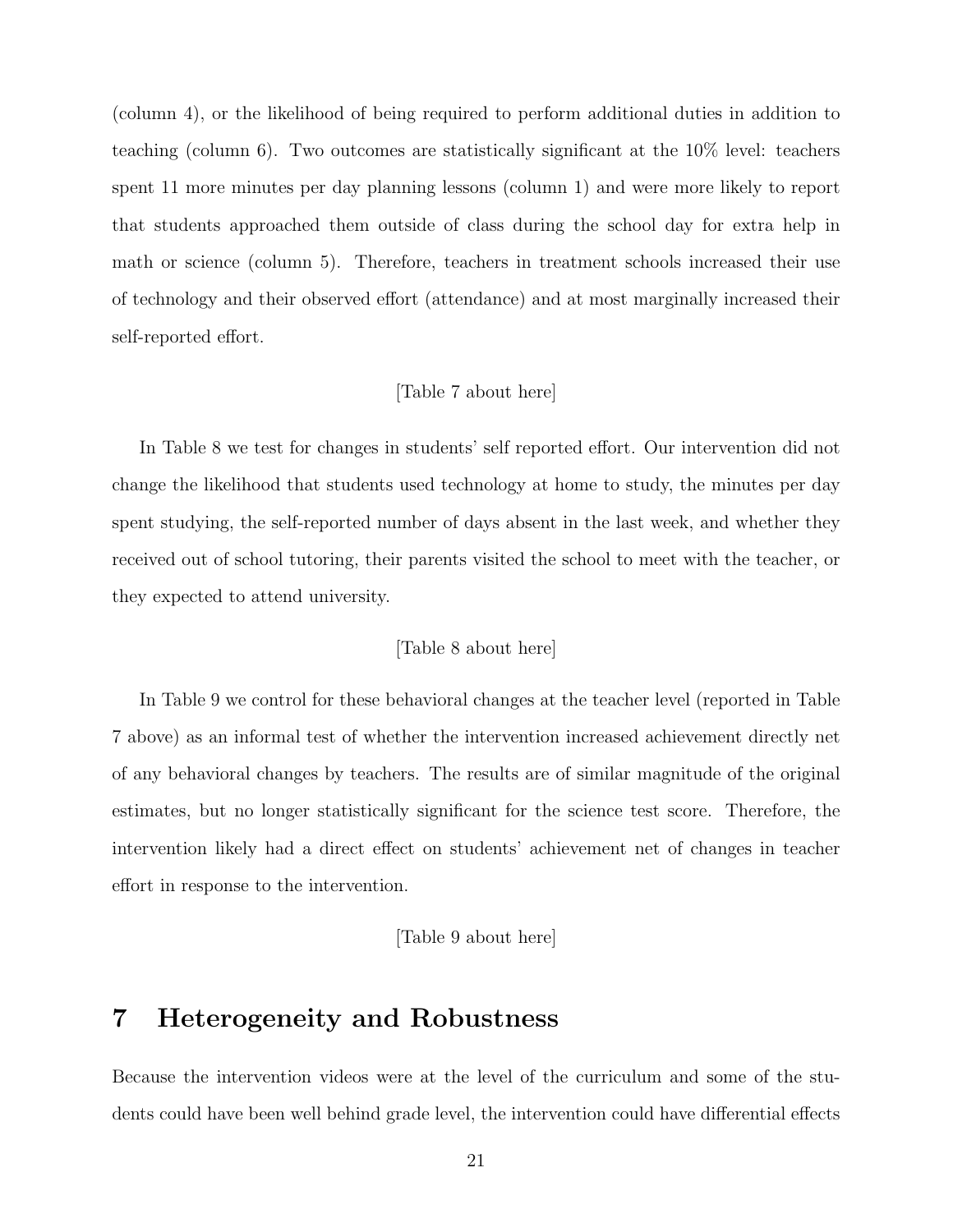(column 4), or the likelihood of being required to perform additional duties in addition to teaching (column 6). Two outcomes are statistically significant at the 10% level: teachers spent 11 more minutes per day planning lessons (column 1) and were more likely to report that students approached them outside of class during the school day for extra help in math or science (column 5). Therefore, teachers in treatment schools increased their use of technology and their observed effort (attendance) and at most marginally increased their self-reported effort.

[Table 7 about here]

In Table 8 we test for changes in students' self reported effort. Our intervention did not change the likelihood that students used technology at home to study, the minutes per day spent studying, the self-reported number of days absent in the last week, and whether they received out of school tutoring, their parents visited the school to meet with the teacher, or they expected to attend university.

[Table 8 about here]

In Table 9 we control for these behavioral changes at the teacher level (reported in Table 7 above) as an informal test of whether the intervention increased achievement directly net of any behavioral changes by teachers. The results are of similar magnitude of the original estimates, but no longer statistically significant for the science test score. Therefore, the intervention likely had a direct effect on students' achievement net of changes in teacher effort in response to the intervention.

[Table 9 about here]

# 7 Heterogeneity and Robustness

Because the intervention videos were at the level of the curriculum and some of the students could have been well behind grade level, the intervention could have differential effects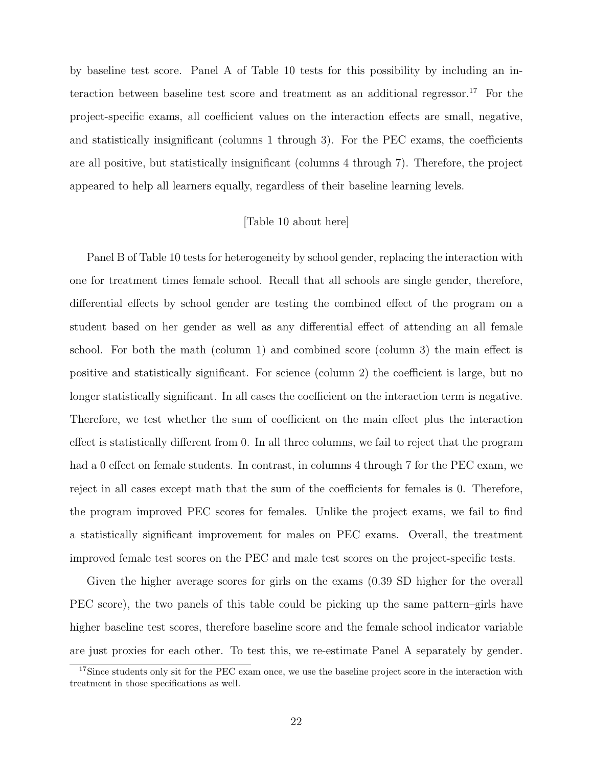by baseline test score. Panel A of Table 10 tests for this possibility by including an interaction between baseline test score and treatment as an additional regressor.[17] For the project-specific exams, all coefficient values on the interaction effects are small, negative, and statistically insignificant (columns 1 through 3). For the PEC exams, the coefficients are all positive, but statistically insignificant (columns 4 through 7). Therefore, the project appeared to help all learners equally, regardless of their baseline learning levels.

[Table 10 about here]

Panel B of Table 10 tests for heterogeneity by school gender, replacing the interaction with one for treatment times female school. Recall that all schools are single gender, therefore, differential effects by school gender are testing the combined effect of the program on a student based on her gender as well as any differential effect of attending an all female school. For both the math (column 1) and combined score (column 3) the main effect is positive and statistically significant. For science (column 2) the coefficient is large, but no longer statistically significant. In all cases the coefficient on the interaction term is negative. Therefore, we test whether the sum of coefficient on the main effect plus the interaction effect is statistically different from 0. In all three columns, we fail to reject that the program had a 0 effect on female students. In contrast, in columns 4 through 7 for the PEC exam, we reject in all cases except math that the sum of the coefficients for females is 0. Therefore, the program improved PEC scores for females. Unlike the project exams, we fail to find a statistically significant improvement for males on PEC exams. Overall, the treatment improved female test scores on the PEC and male test scores on the project-specific tests.

Given the higher average scores for girls on the exams (0.39 SD higher for the overall PEC score), the two panels of this table could be picking up the same pattern–girls have higher baseline test scores, therefore baseline score and the female school indicator variable are just proxies for each other. To test this, we re-estimate Panel A separately by gender.

[17] Since students only sit for the PEC exam once, we use the baseline project score in the interaction with treatment in those specifications as well.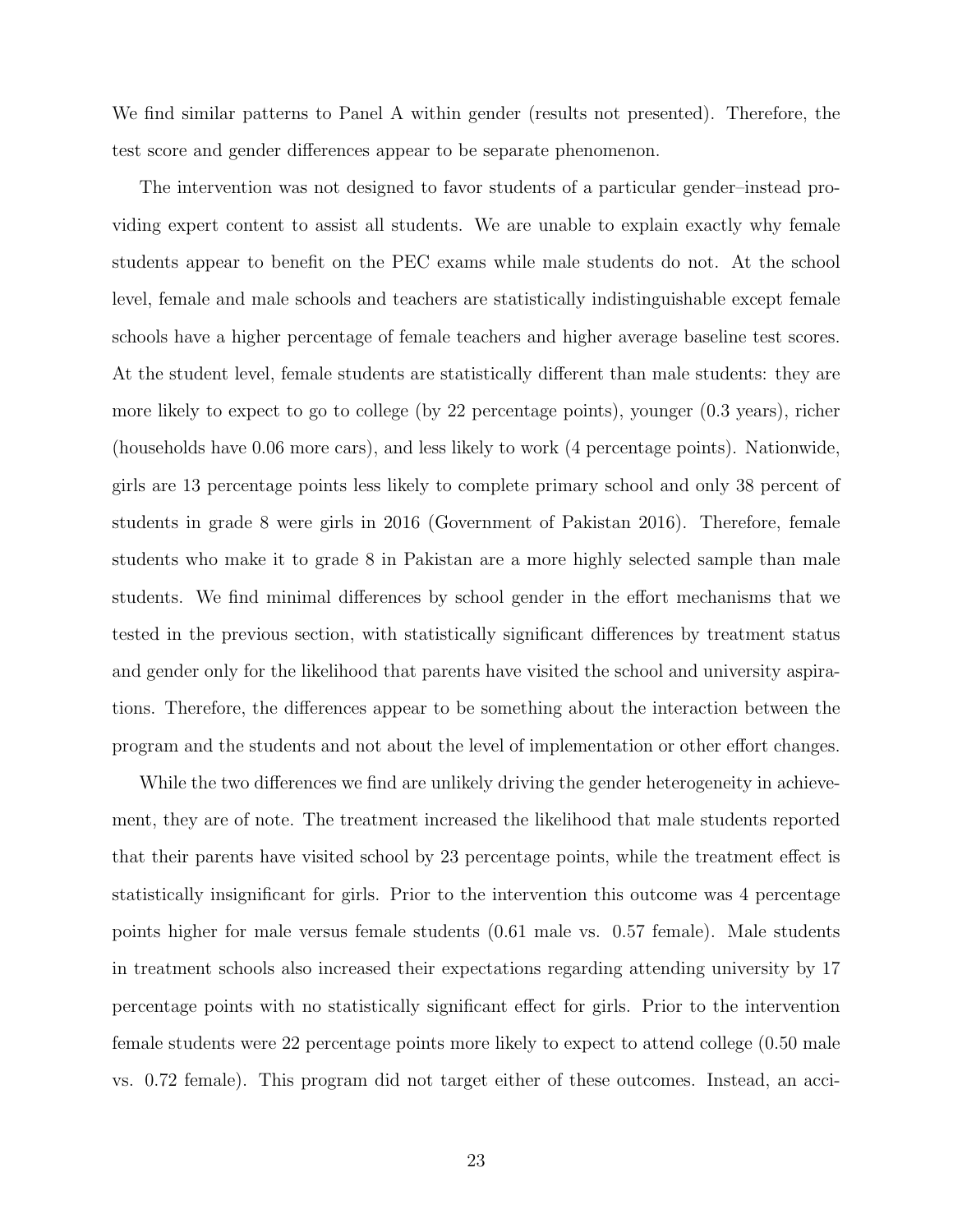We find similar patterns to Panel A within gender (results not presented). Therefore, the test score and gender differences appear to be separate phenomenon.

The intervention was not designed to favor students of a particular gender–instead providing expert content to assist all students. We are unable to explain exactly why female students appear to benefit on the PEC exams while male students do not. At the school level, female and male schools and teachers are statistically indistinguishable except female schools have a higher percentage of female teachers and higher average baseline test scores. At the student level, female students are statistically different than male students: they are more likely to expect to go to college (by 22 percentage points), younger (0.3 years), richer (households have 0.06 more cars), and less likely to work (4 percentage points). Nationwide, girls are 13 percentage points less likely to complete primary school and only 38 percent of students in grade 8 were girls in 2016 (Government of Pakistan 2016). Therefore, female students who make it to grade 8 in Pakistan are a more highly selected sample than male students. We find minimal differences by school gender in the effort mechanisms that we tested in the previous section, with statistically significant differences by treatment status and gender only for the likelihood that parents have visited the school and university aspirations. Therefore, the differences appear to be something about the interaction between the program and the students and not about the level of implementation or other effort changes.

While the two differences we find are unlikely driving the gender heterogeneity in achievement, they are of note. The treatment increased the likelihood that male students reported that their parents have visited school by 23 percentage points, while the treatment effect is statistically insignificant for girls. Prior to the intervention this outcome was 4 percentage points higher for male versus female students (0.61 male vs. 0.57 female). Male students in treatment schools also increased their expectations regarding attending university by 17 percentage points with no statistically significant effect for girls. Prior to the intervention female students were 22 percentage points more likely to expect to attend college (0.50 male vs. 0.72 female). This program did not target either of these outcomes. Instead, an acci-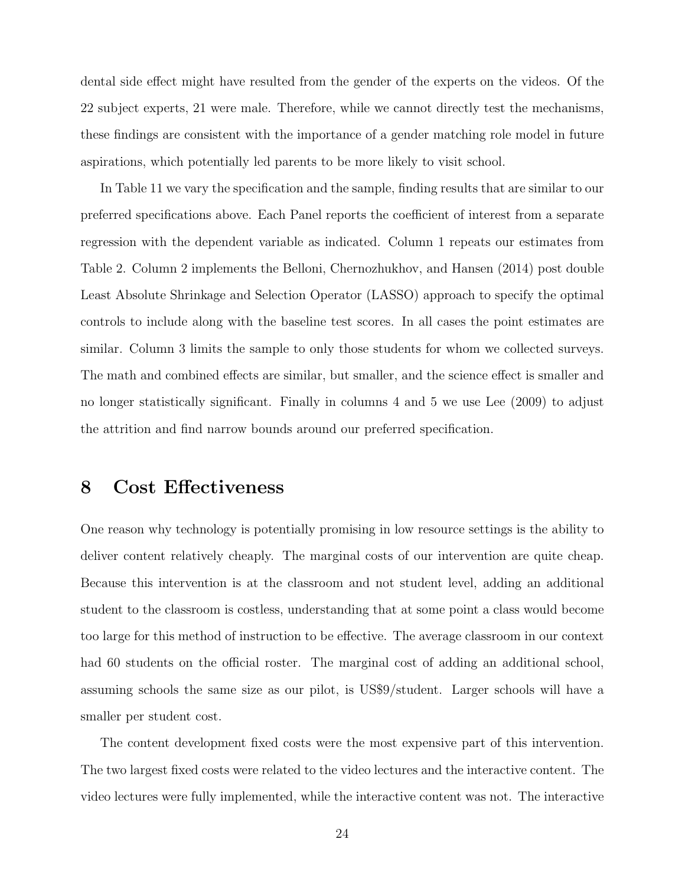dental side effect might have resulted from the gender of the experts on the videos. Of the 22 subject experts, 21 were male. Therefore, while we cannot directly test the mechanisms, these findings are consistent with the importance of a gender matching role model in future aspirations, which potentially led parents to be more likely to visit school.

In Table 11 we vary the specification and the sample, finding results that are similar to our preferred specifications above. Each Panel reports the coefficient of interest from a separate regression with the dependent variable as indicated. Column 1 repeats our estimates from Table 2. Column 2 implements the Belloni, Chernozhukhov, and Hansen (2014) post double Least Absolute Shrinkage and Selection Operator (LASSO) approach to specify the optimal controls to include along with the baseline test scores. In all cases the point estimates are similar. Column 3 limits the sample to only those students for whom we collected surveys. The math and combined effects are similar, but smaller, and the science effect is smaller and no longer statistically significant. Finally in columns 4 and 5 we use Lee (2009) to adjust the attrition and find narrow bounds around our preferred specification.

# 8 Cost Effectiveness

One reason why technology is potentially promising in low resource settings is the ability to deliver content relatively cheaply. The marginal costs of our intervention are quite cheap. Because this intervention is at the classroom and not student level, adding an additional student to the classroom is costless, understanding that at some point a class would become too large for this method of instruction to be effective. The average classroom in our context had 60 students on the official roster. The marginal cost of adding an additional school, assuming schools the same size as our pilot, is US$9/student. Larger schools will have a smaller per student cost.

The content development fixed costs were the most expensive part of this intervention. The two largest fixed costs were related to the video lectures and the interactive content. The video lectures were fully implemented, while the interactive content was not. The interactive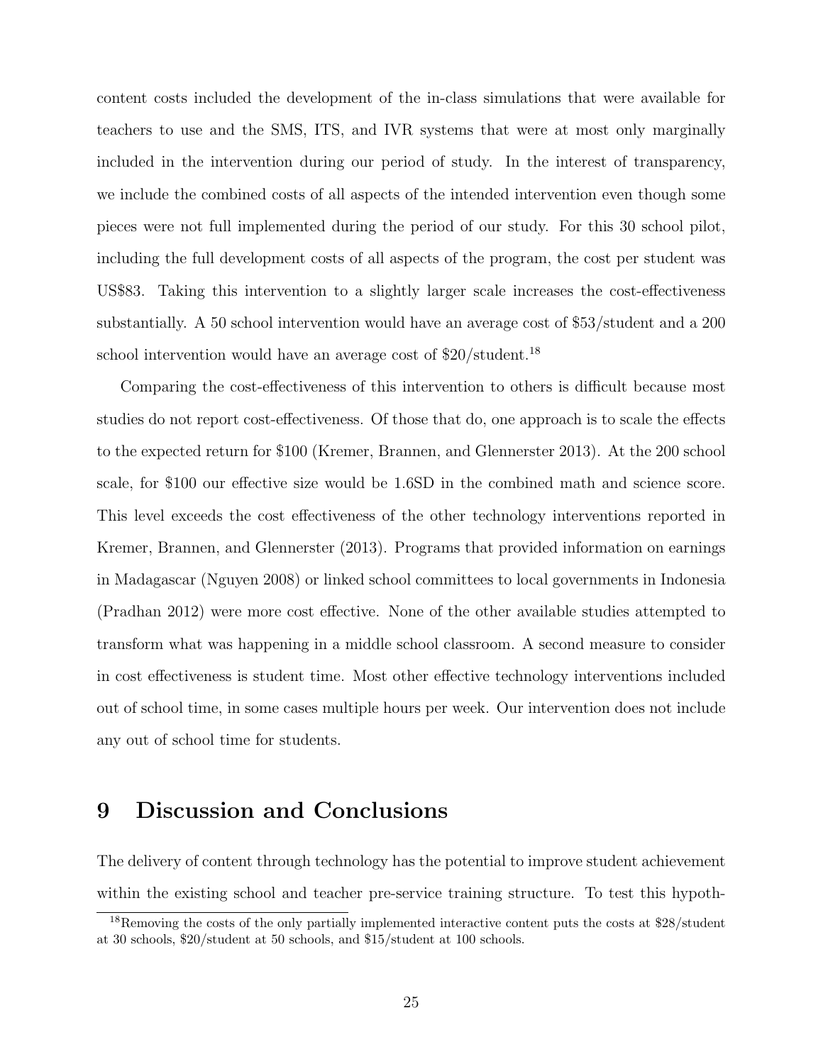content costs included the development of the in-class simulations that were available for teachers to use and the SMS, ITS, and IVR systems that were at most only marginally included in the intervention during our period of study. In the interest of transparency, we include the combined costs of all aspects of the intended intervention even though some pieces were not full implemented during the period of our study. For this 30 school pilot, including the full development costs of all aspects of the program, the cost per student was US$83. Taking this intervention to a slightly larger scale increases the cost-effectiveness substantially. A 50 school intervention would have an average cost of $53/student and a 200 school intervention would have an average cost of $20/student.[18]

Comparing the cost-effectiveness of this intervention to others is difficult because most studies do not report cost-effectiveness. Of those that do, one approach is to scale the effects to the expected return for $100 (Kremer, Brannen, and Glennerster 2013). At the 200 school scale, for $100 our effective size would be 1.6SD in the combined math and science score. This level exceeds the cost effectiveness of the other technology interventions reported in Kremer, Brannen, and Glennerster (2013). Programs that provided information on earnings in Madagascar (Nguyen 2008) or linked school committees to local governments in Indonesia (Pradhan 2012) were more cost effective. None of the other available studies attempted to transform what was happening in a middle school classroom. A second measure to consider in cost effectiveness is student time. Most other effective technology interventions included out of school time, in some cases multiple hours per week. Our intervention does not include any out of school time for students.

# 9 Discussion and Conclusions

The delivery of content through technology has the potential to improve student achievement within the existing school and teacher pre-service training structure. To test this hypoth-

[18] Removing the costs of the only partially implemented interactive content puts the costs at $28/student at 30 schools, $20/student at 50 schools, and $15/student at 100 schools.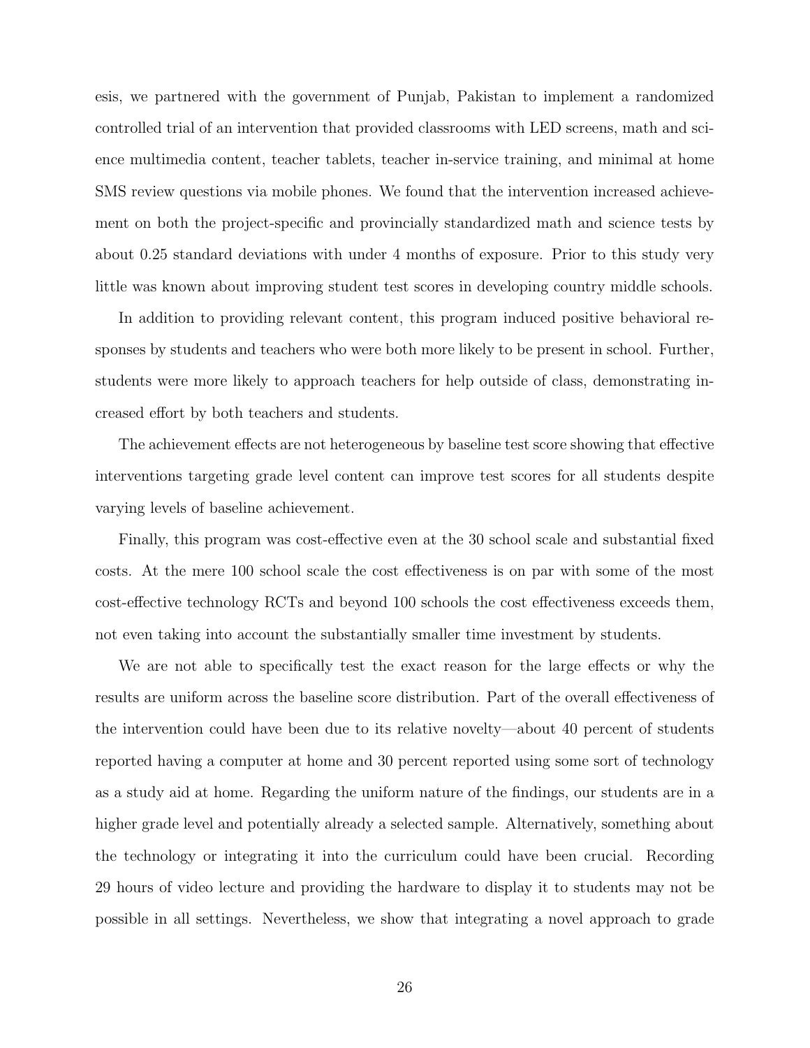esis, we partnered with the government of Punjab, Pakistan to implement a randomized controlled trial of an intervention that provided classrooms with LED screens, math and science multimedia content, teacher tablets, teacher in-service training, and minimal at home SMS review questions via mobile phones. We found that the intervention increased achievement on both the project-specific and provincially standardized math and science tests by about 0.25 standard deviations with under 4 months of exposure. Prior to this study very little was known about improving student test scores in developing country middle schools.

In addition to providing relevant content, this program induced positive behavioral responses by students and teachers who were both more likely to be present in school. Further, students were more likely to approach teachers for help outside of class, demonstrating increased effort by both teachers and students.

The achievement effects are not heterogeneous by baseline test score showing that effective interventions targeting grade level content can improve test scores for all students despite varying levels of baseline achievement.

Finally, this program was cost-effective even at the 30 school scale and substantial fixed costs. At the mere 100 school scale the cost effectiveness is on par with some of the most cost-effective technology RCTs and beyond 100 schools the cost effectiveness exceeds them, not even taking into account the substantially smaller time investment by students.

We are not able to specifically test the exact reason for the large effects or why the results are uniform across the baseline score distribution. Part of the overall effectiveness of the intervention could have been due to its relative novelty—about 40 percent of students reported having a computer at home and 30 percent reported using some sort of technology as a study aid at home. Regarding the uniform nature of the findings, our students are in a higher grade level and potentially already a selected sample. Alternatively, something about the technology or integrating it into the curriculum could have been crucial. Recording 29 hours of video lecture and providing the hardware to display it to students may not be possible in all settings. Nevertheless, we show that integrating a novel approach to grade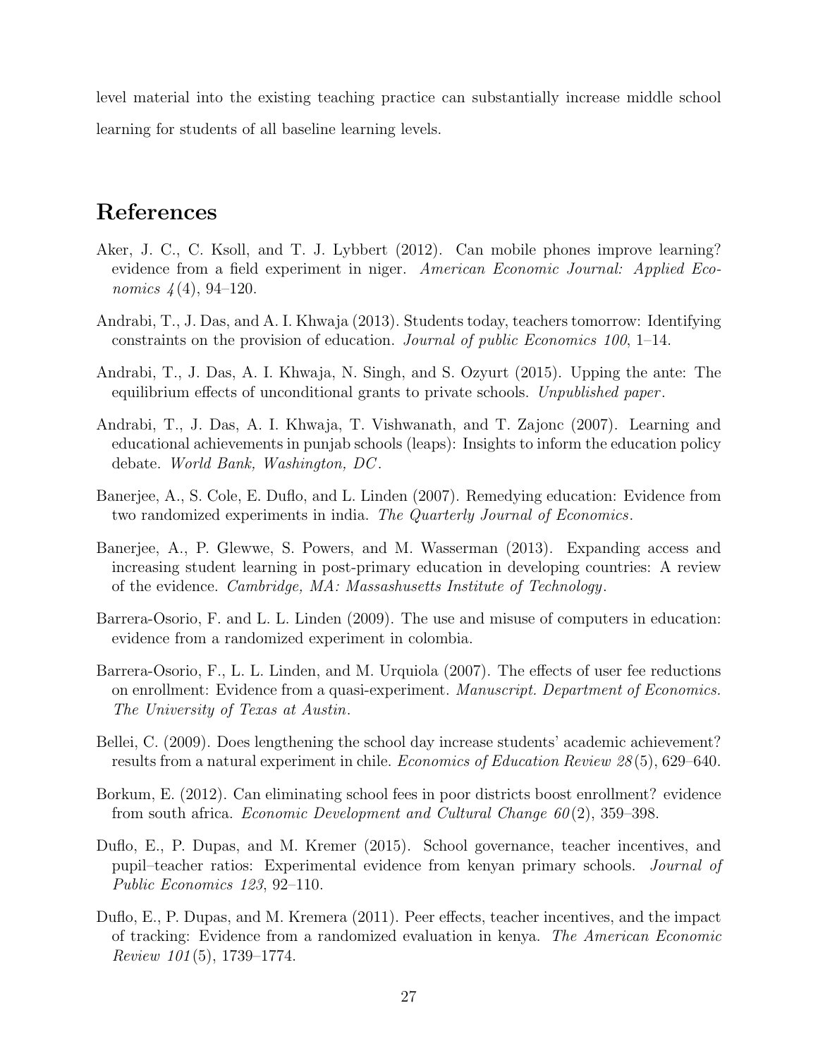level material into the existing teaching practice can substantially increase middle school learning for students of all baseline learning levels.

# References

Aker, J. C., C. Ksoll, and T. J. Lybbert (2012). Can mobile phones improve learning? evidence from a field experiment in niger. *American Economic Journal: Applied Economics 4*(4), 94–120.

Andrabi, T., J. Das, and A. I. Khwaja (2013). Students today, teachers tomorrow: Identifying constraints on the provision of education. *Journal of public Economics 100*, 1–14.

Andrabi, T., J. Das, A. I. Khwaja, N. Singh, and S. Ozyurt (2015). Upping the ante: The equilibrium effects of unconditional grants to private schools. *Unpublished paper*.

Andrabi, T., J. Das, A. I. Khwaja, T. Vishwanath, and T. Zajonc (2007). Learning and educational achievements in punjab schools (leaps): Insights to inform the education policy debate. *World Bank, Washington, DC*.

Banerjee, A., S. Cole, E. Duflo, and L. Linden (2007). Remedying education: Evidence from two randomized experiments in india. *The Quarterly Journal of Economics*.

Banerjee, A., P. Glewwe, S. Powers, and M. Wasserman (2013). Expanding access and increasing student learning in post-primary education in developing countries: A review of the evidence. *Cambridge, MA: Massashusetts Institute of Technology*.

Barrera-Osorio, F. and L. L. Linden (2009). The use and misuse of computers in education: evidence from a randomized experiment in colombia.

Barrera-Osorio, F., L. L. Linden, and M. Urquiola (2007). The effects of user fee reductions on enrollment: Evidence from a quasi-experiment. *Manuscript. Department of Economics. The University of Texas at Austin*.

Bellei, C. (2009). Does lengthening the school day increase students' academic achievement? results from a natural experiment in chile. *Economics of Education Review 28*(5), 629–640.

Borkum, E. (2012). Can eliminating school fees in poor districts boost enrollment? evidence from south africa. *Economic Development and Cultural Change 60*(2), 359–398.

Duflo, E., P. Dupas, and M. Kremer (2015). School governance, teacher incentives, and pupil–teacher ratios: Experimental evidence from kenyan primary schools. *Journal of Public Economics 123*, 92–110.

Duflo, E., P. Dupas, and M. Kremera (2011). Peer effects, teacher incentives, and the impact of tracking: Evidence from a randomized evaluation in kenya. *The American Economic Review 101*(5), 1739–1774.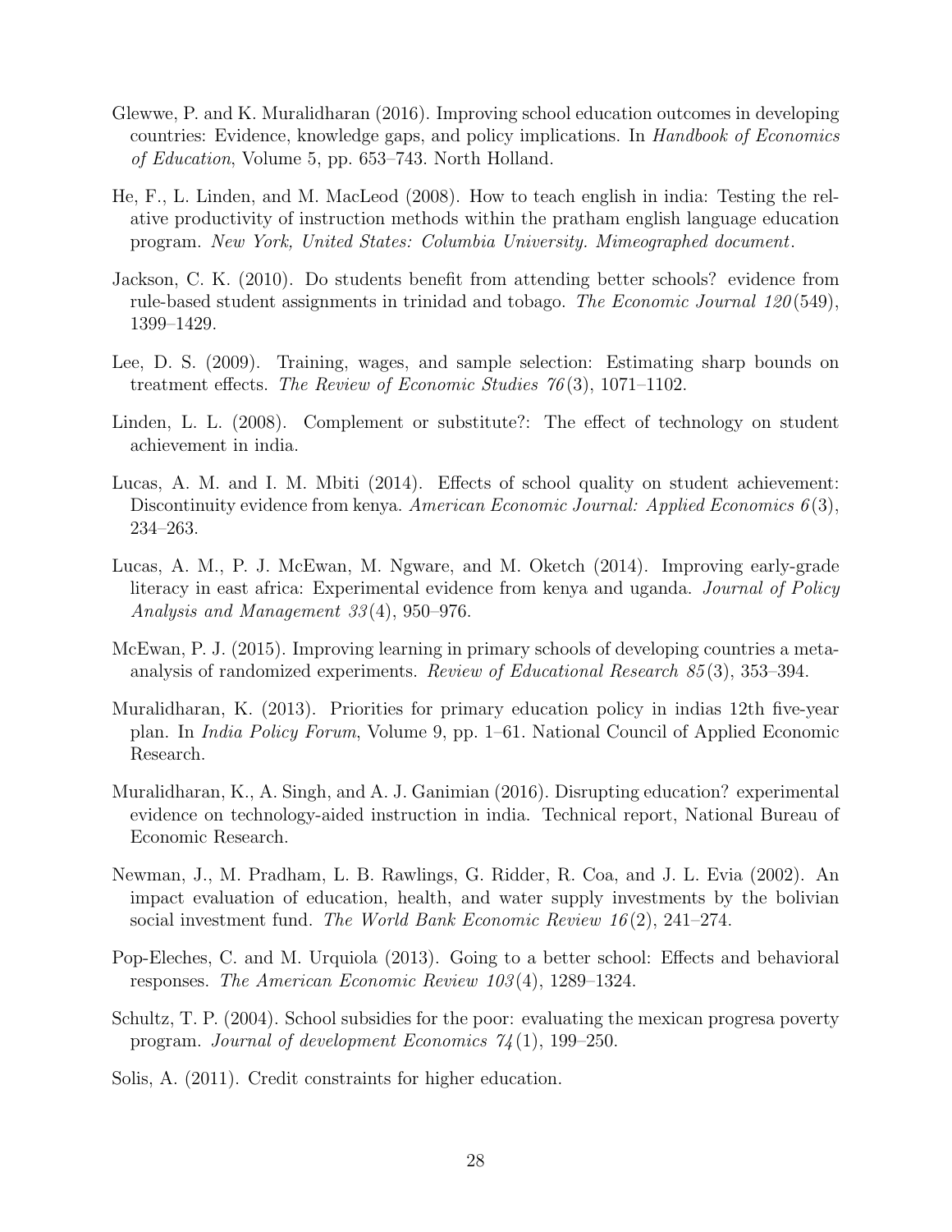Glewwe, P. and K. Muralidharan (2016). Improving school education outcomes in developing countries: Evidence, knowledge gaps, and policy implications. In *Handbook of Economics of Education*, Volume 5, pp. 653–743. North Holland.

He, F., L. Linden, and M. MacLeod (2008). How to teach english in india: Testing the relative productivity of instruction methods within the pratham english language education program. *New York, United States: Columbia University. Mimeographed document*.

Jackson, C. K. (2010). Do students benefit from attending better schools? evidence from rule-based student assignments in trinidad and tobago. *The Economic Journal 120*(549), 1399–1429.

Lee, D. S. (2009). Training, wages, and sample selection: Estimating sharp bounds on treatment effects. *The Review of Economic Studies 76*(3), 1071–1102.

Linden, L. L. (2008). Complement or substitute?: The effect of technology on student achievement in india.

Lucas, A. M. and I. M. Mbiti (2014). Effects of school quality on student achievement: Discontinuity evidence from kenya. *American Economic Journal: Applied Economics 6*(3), 234–263.

Lucas, A. M., P. J. McEwan, M. Ngware, and M. Oketch (2014). Improving early-grade literacy in east africa: Experimental evidence from kenya and uganda. *Journal of Policy Analysis and Management 33*(4), 950–976.

McEwan, P. J. (2015). Improving learning in primary schools of developing countries a meta-analysis of randomized experiments. *Review of Educational Research 85*(3), 353–394.

Muralidharan, K. (2013). Priorities for primary education policy in indias 12th five-year plan. In *India Policy Forum*, Volume 9, pp. 1–61. National Council of Applied Economic Research.

Muralidharan, K., A. Singh, and A. J. Ganimian (2016). Disrupting education? experimental evidence on technology-aided instruction in india. Technical report, National Bureau of Economic Research.

Newman, J., M. Pradham, L. B. Rawlings, G. Ridder, R. Coa, and J. L. Evia (2002). An impact evaluation of education, health, and water supply investments by the bolivian social investment fund. *The World Bank Economic Review 16*(2), 241–274.

Pop-Eleches, C. and M. Urquiola (2013). Going to a better school: Effects and behavioral responses. *The American Economic Review 103*(4), 1289–1324.

Schultz, T. P. (2004). School subsidies for the poor: evaluating the mexican progresa poverty program. *Journal of development Economics 74*(1), 199–250.

Solis, A. (2011). Credit constraints for higher education.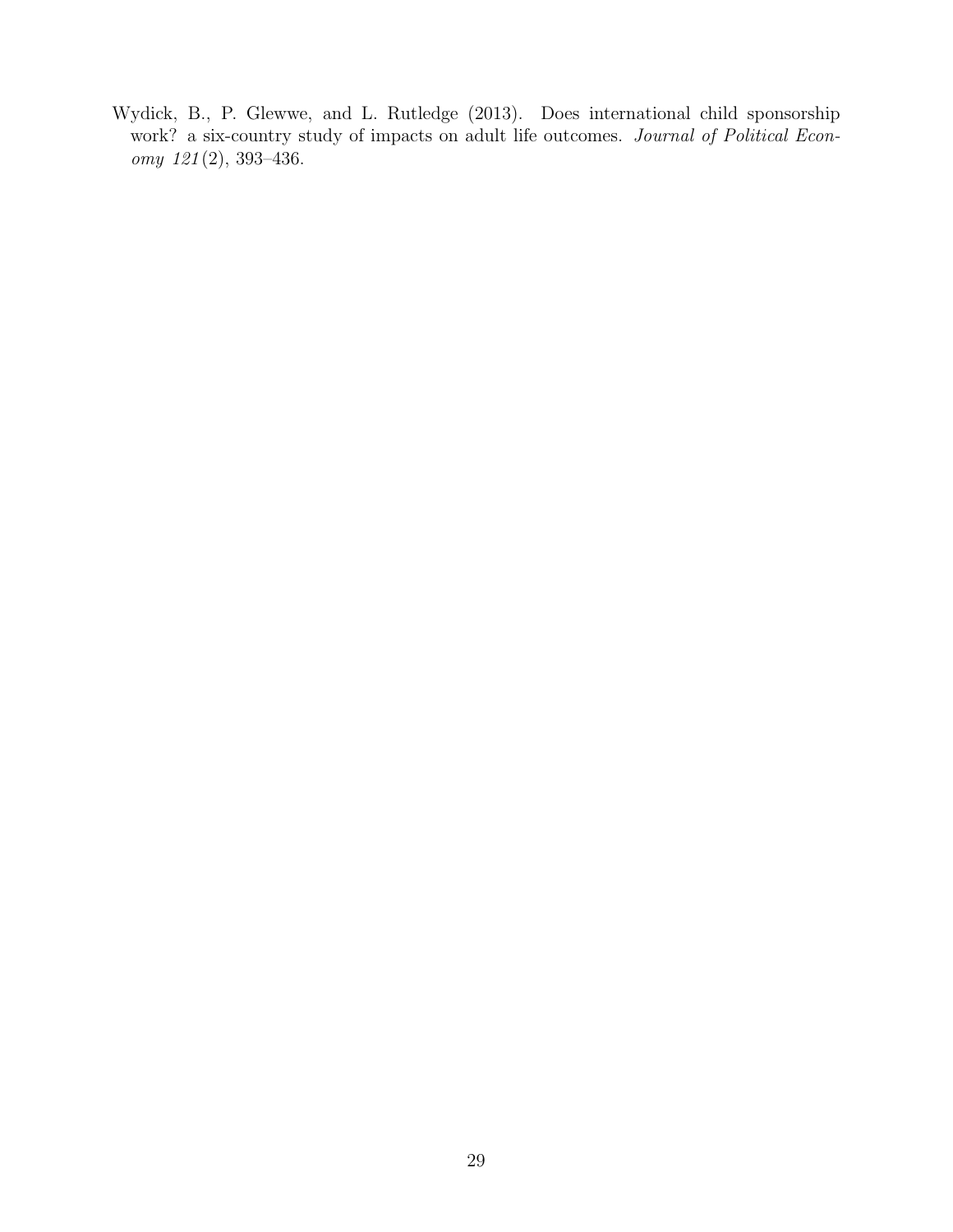Wydick, B., P. Glewwe, and L. Rutledge (2013). Does international child sponsorship work? a six-country study of impacts on adult life outcomes. *Journal of Political Economy 121*(2), 393–436.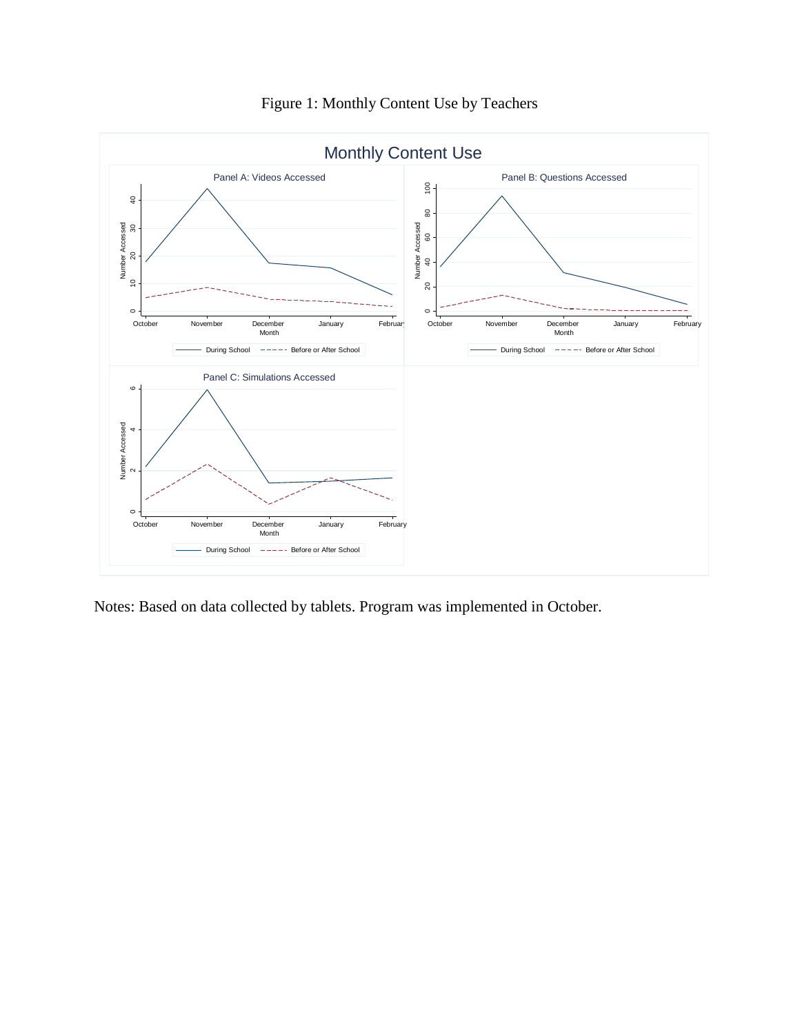Figure 1: Monthly Content Use by Teachers

Notes: Based on data collected by tablets. Program was implemented in October.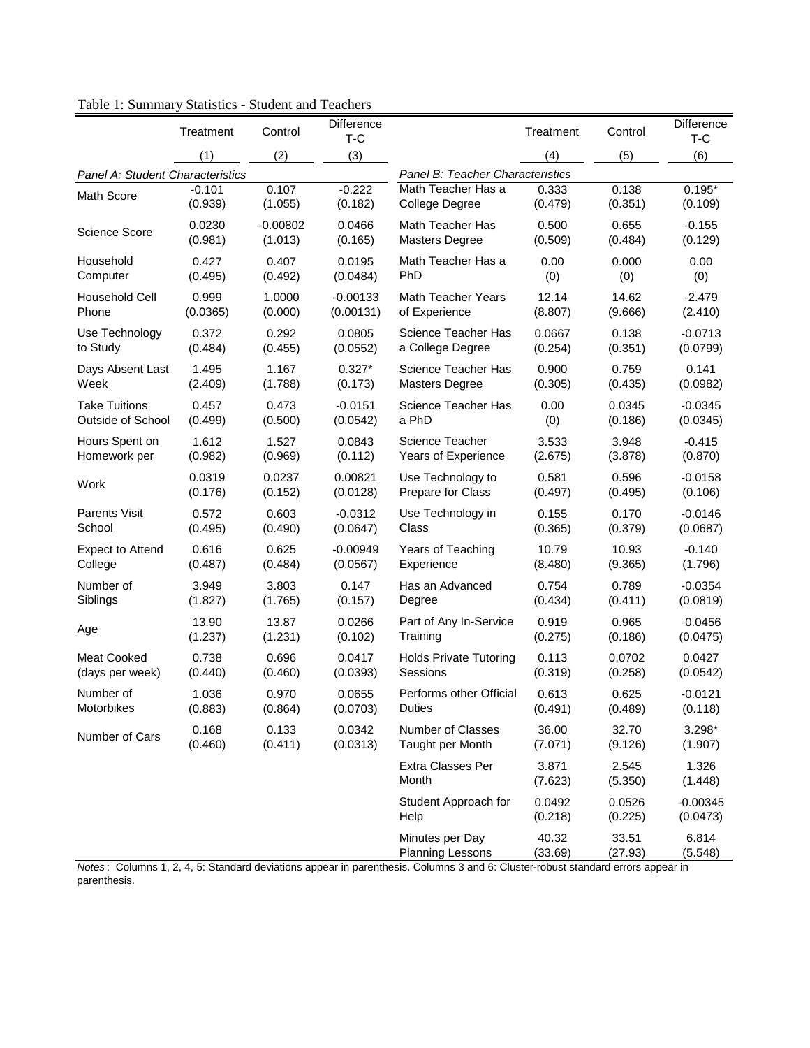Table 1: Summary Statistics - Student and Teachers

| | Treatment | Control | Difference T-C | | Treatment | Control | Difference T-C |
|---|---|---|---|---|---|---|---|
| | (1) | (2) | (3) | | (4) | (5) | (6) |
| *Panel A: Student Characteristics* | | | | *Panel B: Teacher Characteristics* | | | |
| Math Score | -0.101 | 0.107 | -0.222 | Math Teacher Has a College Degree | 0.333 | 0.138 | 0.195* |
| | (0.939) | (1.055) | (0.182) | | (0.479) | (0.351) | (0.109) |
| Science Score | 0.0230 | -0.00802 | 0.0466 | Math Teacher Has Masters Degree | 0.500 | 0.655 | -0.155 |
| | (0.981) | (1.013) | (0.165) | | (0.509) | (0.484) | (0.129) |
| Household Computer | 0.427 | 0.407 | 0.0195 | Math Teacher Has a PhD | 0.00 | 0.000 | 0.00 |
| | (0.495) | (0.492) | (0.0484) | | (0) | (0) | (0) |
| Household Cell Phone | 0.999 | 1.0000 | -0.00133 | Math Teacher Years of Experience | 12.14 | 14.62 | -2.479 |
| | (0.0365) | (0.000) | (0.00131) | | (8.807) | (9.666) | (2.410) |
| Use Technology to Study | 0.372 | 0.292 | 0.0805 | Science Teacher Has a College Degree | 0.0667 | 0.138 | -0.0713 |
| | (0.484) | (0.455) | (0.0552) | | (0.254) | (0.351) | (0.0799) |
| Days Absent Last Week | 1.495 | 1.167 | 0.327* | Science Teacher Has Masters Degree | 0.900 | 0.759 | 0.141 |
| | (2.409) | (1.788) | (0.173) | | (0.305) | (0.435) | (0.0982) |
| Take Tuitions Outside of School | 0.457 | 0.473 | -0.0151 | Science Teacher Has a PhD | 0.00 | 0.0345 | -0.0345 |
| | (0.499) | (0.500) | (0.0542) | | (0) | (0.186) | (0.0345) |
| Hours Spent on Homework per | 1.612 | 1.527 | 0.0843 | Science Teacher Years of Experience | 3.533 | 3.948 | -0.415 |
| | (0.982) | (0.969) | (0.112) | | (2.675) | (3.878) | (0.870) |
| Work | 0.0319 | 0.0237 | 0.00821 | Use Technology to Prepare for Class | 0.581 | 0.596 | -0.0158 |
| | (0.176) | (0.152) | (0.0128) | | (0.497) | (0.495) | (0.106) |
| Parents Visit School | 0.572 | 0.603 | -0.0312 | Use Technology in Class | 0.155 | 0.170 | -0.0146 |
| | (0.495) | (0.490) | (0.0647) | | (0.365) | (0.379) | (0.0687) |
| Expect to Attend College | 0.616 | 0.625 | -0.00949 | Years of Teaching Experience | 10.79 | 10.93 | -0.140 |
| | (0.487) | (0.484) | (0.0567) | | (8.480) | (9.365) | (1.796) |
| Number of Siblings | 3.949 | 3.803 | 0.147 | Has an Advanced Degree | 0.754 | 0.789 | -0.0354 |
| | (1.827) | (1.765) | (0.157) | | (0.434) | (0.411) | (0.0819) |
| Age | 13.90 | 13.87 | 0.0266 | Part of Any In-Service Training | 0.919 | 0.965 | -0.0456 |
| | (1.237) | (1.231) | (0.102) | | (0.275) | (0.186) | (0.0475) |
| Meat Cooked (days per week) | 0.738 | 0.696 | 0.0417 | Holds Private Tutoring Sessions | 0.113 | 0.0702 | 0.0427 |
| | (0.440) | (0.460) | (0.0393) | | (0.319) | (0.258) | (0.0542) |
| Number of Motorbikes | 1.036 | 0.970 | 0.0655 | Performs other Official Duties | 0.613 | 0.625 | -0.0121 |
| | (0.883) | (0.864) | (0.0703) | | (0.491) | (0.489) | (0.118) |
| Number of Cars | 0.168 | 0.133 | 0.0342 | Number of Classes Taught per Month | 36.00 | 32.70 | 3.298* |
| | (0.460) | (0.411) | (0.0313) | | (7.071) | (9.126) | (1.907) |
| | | | | Extra Classes Per Month | 3.871 | 2.545 | 1.326 |
| | | | | | (7.623) | (5.350) | (1.448) |
| | | | | Student Approach for Help | 0.0492 | 0.0526 | -0.00345 |
| | | | | | (0.218) | (0.225) | (0.0473) |
| | | | | Minutes per Day Planning Lessons | 40.32 | 33.51 | 6.814 |
| | | | | | (33.69) | (27.93) | (5.548) |

*Notes*: Columns 1, 2, 4, 5: Standard deviations appear in parenthesis. Columns 3 and 6: Cluster-robust standard errors appear in parenthesis.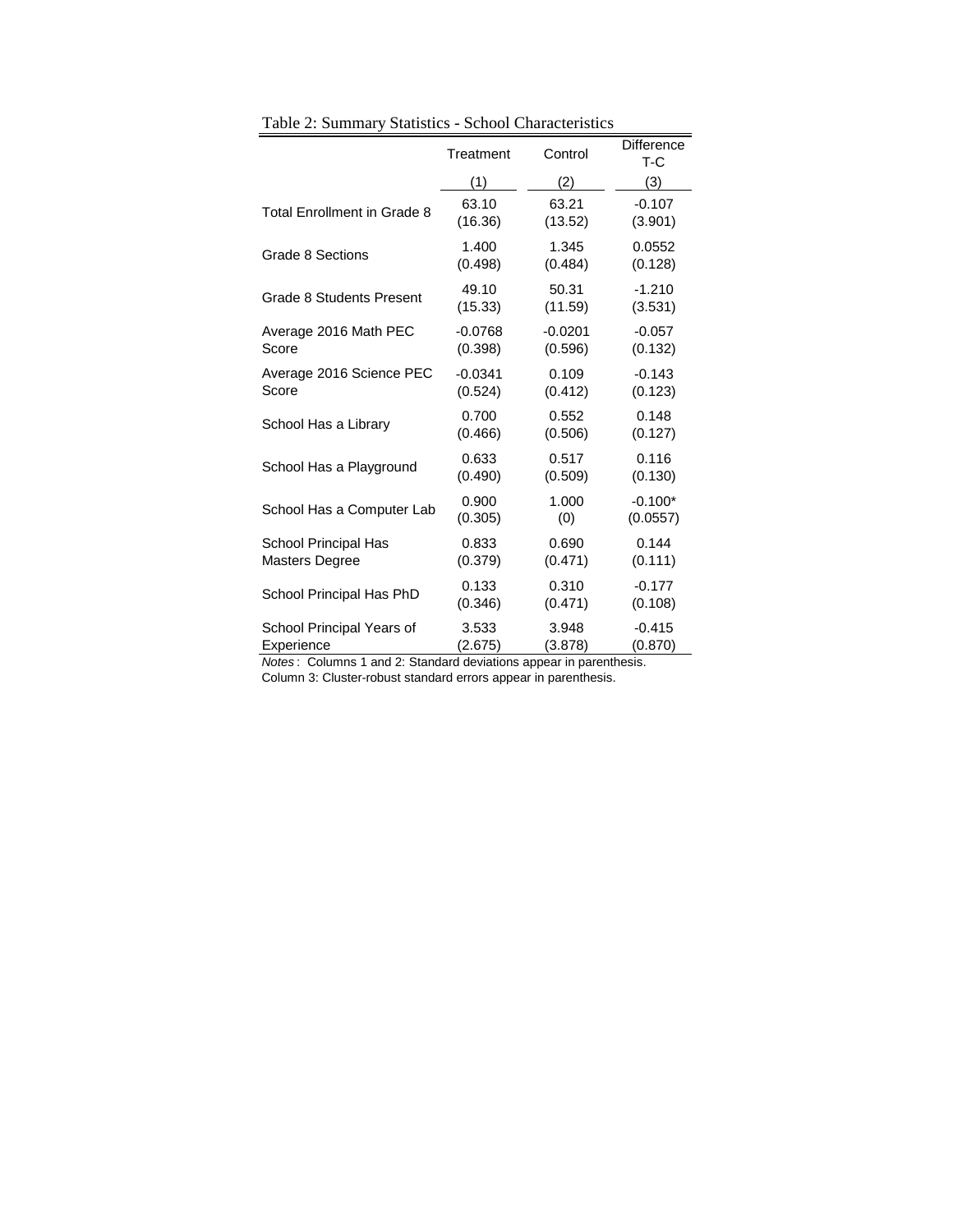Table 2: Summary Statistics - School Characteristics

| | Treatment | Control | Difference T-C |
|---|---|---|---|
| | (1) | (2) | (3) |
| Total Enrollment in Grade 8 | 63.10 | 63.21 | -0.107 |
| | (16.36) | (13.52) | (3.901) |
| Grade 8 Sections | 1.400 | 1.345 | 0.0552 |
| | (0.498) | (0.484) | (0.128) |
| Grade 8 Students Present | 49.10 | 50.31 | -1.210 |
| | (15.33) | (11.59) | (3.531) |
| Average 2016 Math PEC Score | -0.0768 | -0.0201 | -0.057 |
| | (0.398) | (0.596) | (0.132) |
| Average 2016 Science PEC Score | -0.0341 | 0.109 | -0.143 |
| | (0.524) | (0.412) | (0.123) |
| School Has a Library | 0.700 | 0.552 | 0.148 |
| | (0.466) | (0.506) | (0.127) |
| School Has a Playground | 0.633 | 0.517 | 0.116 |
| | (0.490) | (0.509) | (0.130) |
| School Has a Computer Lab | 0.900 | 1.000 | -0.100* |
| | (0.305) | (0) | (0.0557) |
| School Principal Has Masters Degree | 0.833 | 0.690 | 0.144 |
| | (0.379) | (0.471) | (0.111) |
| School Principal Has PhD | 0.133 | 0.310 | -0.177 |
| | (0.346) | (0.471) | (0.108) |
| School Principal Years of Experience | 3.533 | 3.948 | -0.415 |
| | (2.675) | (3.878) | (0.870) |

*Notes*: Columns 1 and 2: Standard deviations appear in parenthesis. Column 3: Cluster-robust standard errors appear in parenthesis.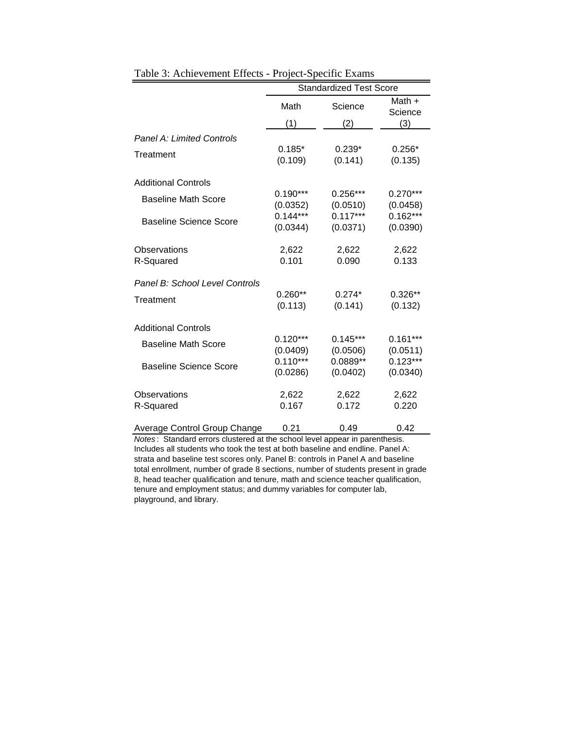Table 3: Achievement Effects - Project-Specific Exams

| | Standardized Test Score | | |
|---|---|---|---|
| | Math | Science | Math + Science |
| | (1) | (2) | (3) |
| *Panel A: Limited Controls* | | | |
| Treatment | 0.185* | 0.239* | 0.256* |
| | (0.109) | (0.141) | (0.135) |
| Additional Controls | | | |
| Baseline Math Score | 0.190*** | 0.256*** | 0.270*** |
| | (0.0352) | (0.0510) | (0.0458) |
| Baseline Science Score | 0.144*** | 0.117*** | 0.162*** |
| | (0.0344) | (0.0371) | (0.0390) |
| Observations | 2,622 | 2,622 | 2,622 |
| R-Squared | 0.101 | 0.090 | 0.133 |
| *Panel B: School Level Controls* | | | |
| Treatment | 0.260** | 0.274* | 0.326** |
| | (0.113) | (0.141) | (0.132) |
| Additional Controls | | | |
| Baseline Math Score | 0.120*** | 0.145*** | 0.161*** |
| | (0.0409) | (0.0506) | (0.0511) |
| Baseline Science Score | 0.110*** | 0.0889** | 0.123*** |
| | (0.0286) | (0.0402) | (0.0340) |
| Observations | 2,622 | 2,622 | 2,622 |
| R-Squared | 0.167 | 0.172 | 0.220 |
| Average Control Group Change | 0.21 | 0.49 | 0.42 |

*Notes*: Standard errors clustered at the school level appear in parenthesis. Includes all students who took the test at both baseline and endline. Panel A: strata and baseline test scores only. Panel B: controls in Panel A and baseline total enrollment, number of grade 8 sections, number of students present in grade 8, head teacher qualification and tenure, math and science teacher qualification, tenure and employment status; and dummy variables for computer lab, playground, and library.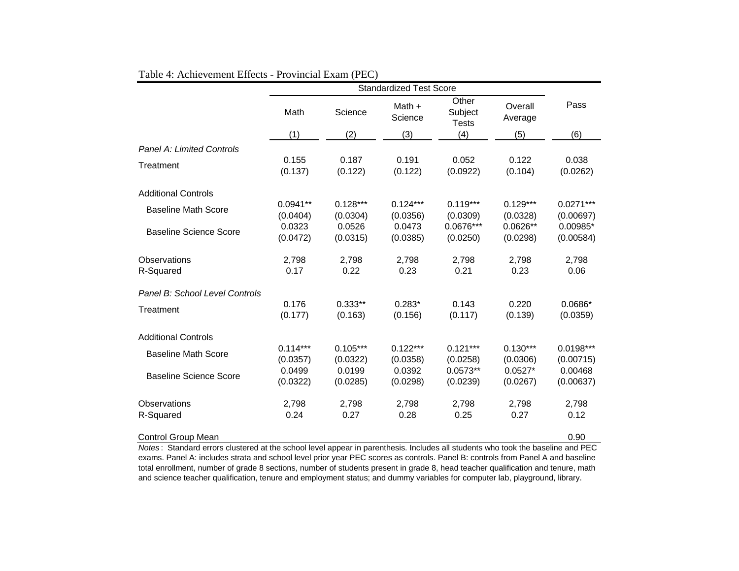Table 4: Achievement Effects - Provincial Exam (PEC)

| | Standardized Test Score | | | | | |
|---|---|---|---|---|---|---|
| | Math | Science | Math + Science | Other Subject Tests | Overall Average | Pass |
| | (1) | (2) | (3) | (4) | (5) | (6) |
| *Panel A: Limited Controls* | | | | | | |
| Treatment | 0.155 | 0.187 | 0.191 | 0.052 | 0.122 | 0.038 |
| | (0.137) | (0.122) | (0.122) | (0.0922) | (0.104) | (0.0262) |
| Additional Controls | | | | | | |
| Baseline Math Score | 0.0941** | 0.128*** | 0.124*** | 0.119*** | 0.129*** | 0.0271*** |
| | (0.0404) | (0.0304) | (0.0356) | (0.0309) | (0.0328) | (0.00697) |
| Baseline Science Score | 0.0323 | 0.0526 | 0.0473 | 0.0676*** | 0.0626** | 0.00985* |
| | (0.0472) | (0.0315) | (0.0385) | (0.0250) | (0.0298) | (0.00584) |
| Observations | 2,798 | 2,798 | 2,798 | 2,798 | 2,798 | 2,798 |
| R-Squared | 0.17 | 0.22 | 0.23 | 0.21 | 0.23 | 0.06 |
| *Panel B: School Level Controls* | | | | | | |
| Treatment | 0.176 | 0.333** | 0.283* | 0.143 | 0.220 | 0.0686* |
| | (0.177) | (0.163) | (0.156) | (0.117) | (0.139) | (0.0359) |
| Additional Controls | | | | | | |
| Baseline Math Score | 0.114*** | 0.105*** | 0.122*** | 0.121*** | 0.130*** | 0.0198*** |
| | (0.0357) | (0.0322) | (0.0358) | (0.0258) | (0.0306) | (0.00715) |
| Baseline Science Score | 0.0499 | 0.0199 | 0.0392 | 0.0573** | 0.0527* | 0.00468 |
| | (0.0322) | (0.0285) | (0.0298) | (0.0239) | (0.0267) | (0.00637) |
| Observations | 2,798 | 2,798 | 2,798 | 2,798 | 2,798 | 2,798 |
| R-Squared | 0.24 | 0.27 | 0.28 | 0.25 | 0.27 | 0.12 |
| Control Group Mean | | | | | | 0.90 |

*Notes*: Standard errors clustered at the school level appear in parenthesis. Includes all students who took the baseline and PEC exams. Panel A: includes strata and school level prior year PEC scores as controls. Panel B: controls from Panel A and baseline total enrollment, number of grade 8 sections, number of students present in grade 8, head teacher qualification and tenure, math and science teacher qualification, tenure and employment status; and dummy variables for computer lab, playground, library.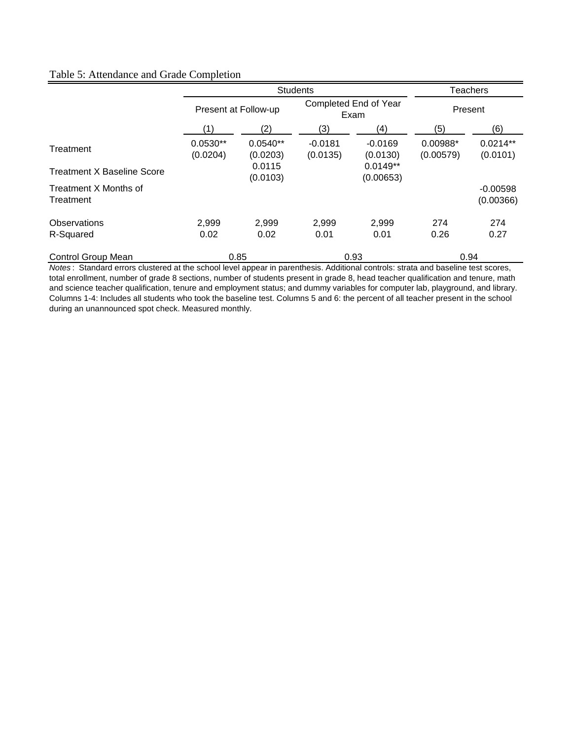Table 5: Attendance and Grade Completion

| | Students | | | | Teachers | |
|---|---|---|---|---|---|---|
| | Present at Follow-up | | Completed End of Year Exam | | Present | |
| | (1) | (2) | (3) | (4) | (5) | (6) |
| Treatment | 0.0530** | 0.0540** | -0.0181 | -0.0169 | 0.00988* | 0.0214** |
| | (0.0204) | (0.0203) | (0.0135) | (0.0130) | (0.00579) | (0.0101) |
| Treatment X Baseline Score | | 0.0115 | | 0.0149** | | |
| | | (0.0103) | | (0.00653) | | |
| Treatment X Months of Treatment | | | | | | -0.00598 |
| | | | | | | (0.00366) |
| Observations | 2,999 | 2,999 | 2,999 | 2,999 | 274 | 274 |
| R-Squared | 0.02 | 0.02 | 0.01 | 0.01 | 0.26 | 0.27 |
| Control Group Mean | 0.85 | | 0.93 | | 0.94 | |

*Notes* : Standard errors clustered at the school level appear in parenthesis. Additional controls: strata and baseline test scores, total enrollment, number of grade 8 sections, number of students present in grade 8, head teacher qualification and tenure, math and science teacher qualification, tenure and employment status; and dummy variables for computer lab, playground, and library. Columns 1-4: Includes all students who took the baseline test. Columns 5 and 6: the percent of all teacher present in the school during an unannounced spot check. Measured monthly.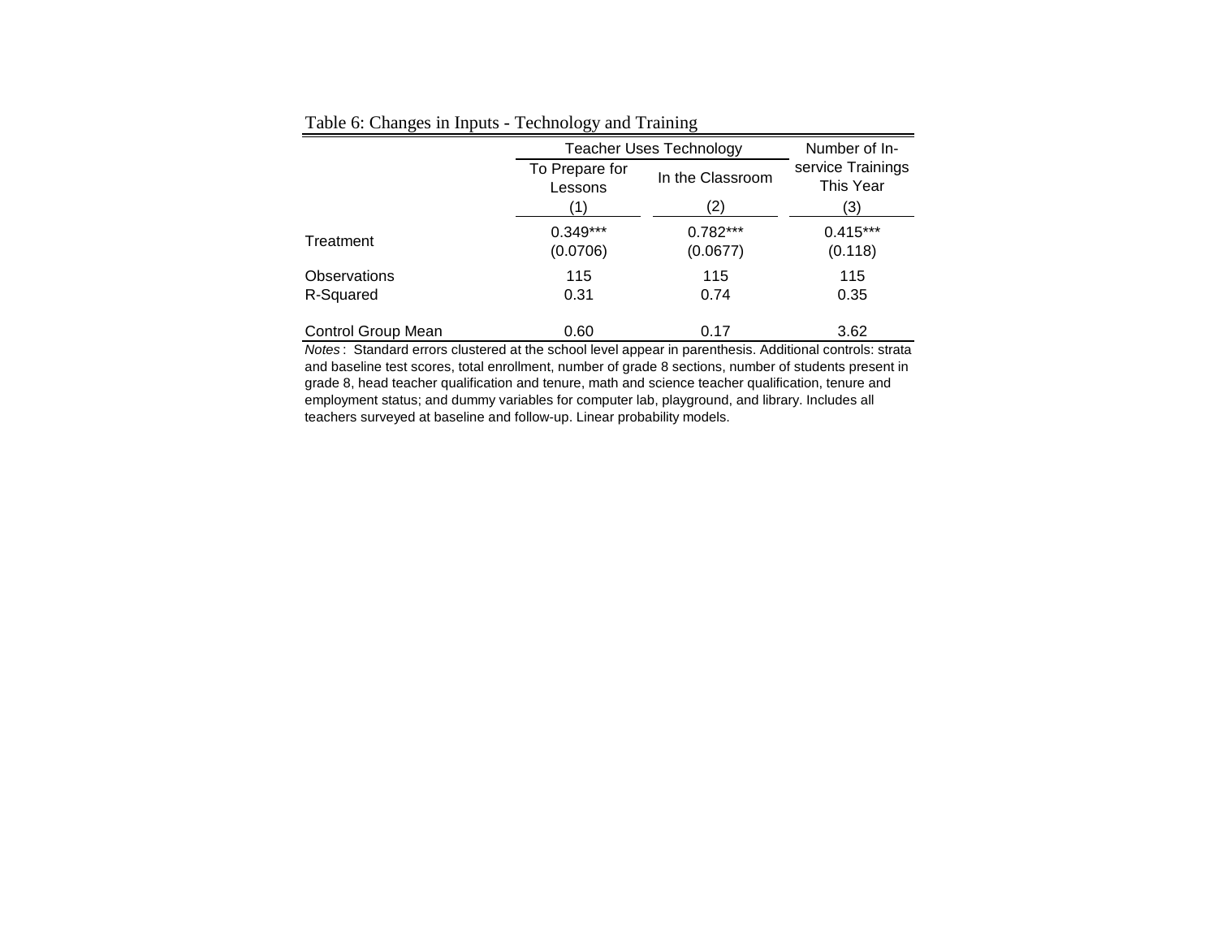Table 6: Changes in Inputs - Technology and Training

| | Teacher Uses Technology | | Number of In-service Trainings This Year |
|---|---|---|---|
| | To Prepare for Lessons | In the Classroom | |
| | (1) | (2) | (3) |
| Treatment | 0.349*** | 0.782*** | 0.415*** |
| | (0.0706) | (0.0677) | (0.118) |
| Observations | 115 | 115 | 115 |
| R-Squared | 0.31 | 0.74 | 0.35 |
| Control Group Mean | 0.60 | 0.17 | 3.62 |

*Notes* : Standard errors clustered at the school level appear in parenthesis. Additional controls: strata and baseline test scores, total enrollment, number of grade 8 sections, number of students present in grade 8, head teacher qualification and tenure, math and science teacher qualification, tenure and employment status; and dummy variables for computer lab, playground, and library. Includes all teachers surveyed at baseline and follow-up. Linear probability models.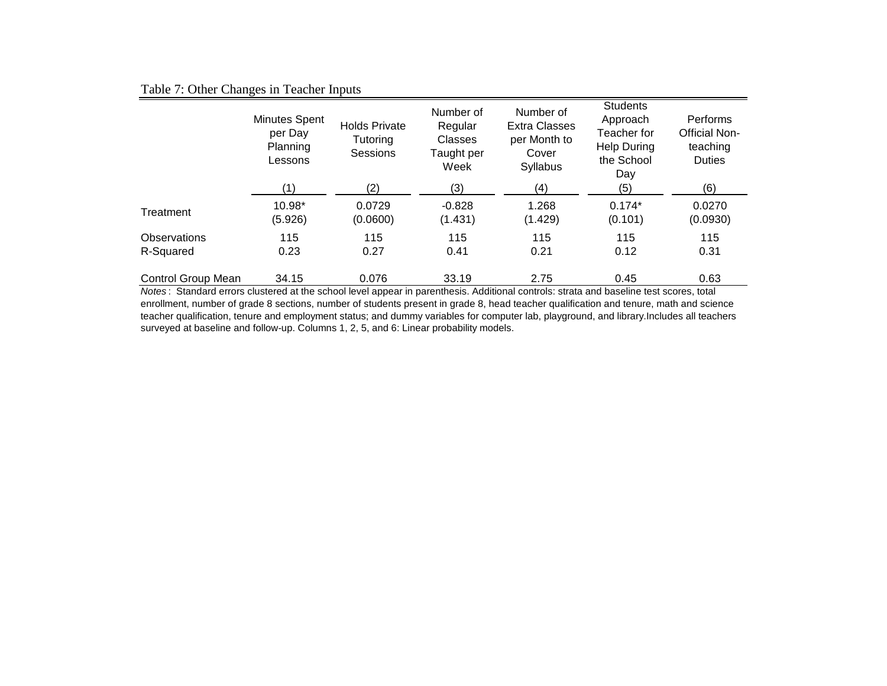Table 7: Other Changes in Teacher Inputs

| | Minutes Spent per Day Planning Lessons | Holds Private Tutoring Sessions | Number of Regular Classes Taught per Week | Number of Extra Classes per Month to Cover Syllabus | Students Approach Teacher for Help During the School Day | Performs Official Non-teaching Duties |
|---|---|---|---|---|---|---|
| | (1) | (2) | (3) | (4) | (5) | (6) |
| Treatment | 10.98* | 0.0729 | -0.828 | 1.268 | 0.174* | 0.0270 |
| | (5.926) | (0.0600) | (1.431) | (1.429) | (0.101) | (0.0930) |
| Observations | 115 | 115 | 115 | 115 | 115 | 115 |
| R-Squared | 0.23 | 0.27 | 0.41 | 0.21 | 0.12 | 0.31 |
| Control Group Mean | 34.15 | 0.076 | 33.19 | 2.75 | 0.45 | 0.63 |

*Notes* : Standard errors clustered at the school level appear in parenthesis. Additional controls: strata and baseline test scores, total enrollment, number of grade 8 sections, number of students present in grade 8, head teacher qualification and tenure, math and science teacher qualification, tenure and employment status; and dummy variables for computer lab, playground, and library.Includes all teachers surveyed at baseline and follow-up. Columns 1, 2, 5, and 6: Linear probability models.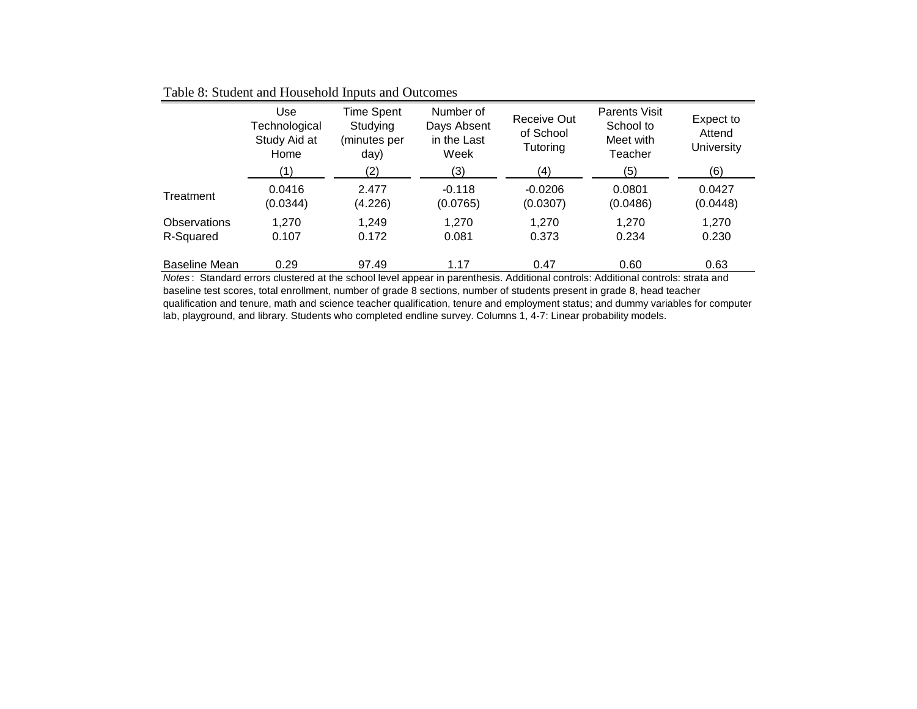Table 8: Student and Household Inputs and Outcomes

| | Use Technological Study Aid at Home | Time Spent Studying (minutes per day) | Number of Days Absent in the Last Week | Receive Out of School Tutoring | Parents Visit School to Meet with Teacher | Expect to Attend University |
|---|---|---|---|---|---|---|
| | (1) | (2) | (3) | (4) | (5) | (6) |
| Treatment | 0.0416 | 2.477 | -0.118 | -0.0206 | 0.0801 | 0.0427 |
| | (0.0344) | (4.226) | (0.0765) | (0.0307) | (0.0486) | (0.0448) |
| Observations | 1,270 | 1,249 | 1,270 | 1,270 | 1,270 | 1,270 |
| R-Squared | 0.107 | 0.172 | 0.081 | 0.373 | 0.234 | 0.230 |
| Baseline Mean | 0.29 | 97.49 | 1.17 | 0.47 | 0.60 | 0.63 |

*Notes*: Standard errors clustered at the school level appear in parenthesis. Additional controls: Additional controls: strata and baseline test scores, total enrollment, number of grade 8 sections, number of students present in grade 8, head teacher qualification and tenure, math and science teacher qualification, tenure and employment status; and dummy variables for computer lab, playground, and library. Students who completed endline survey. Columns 1, 4-7: Linear probability models.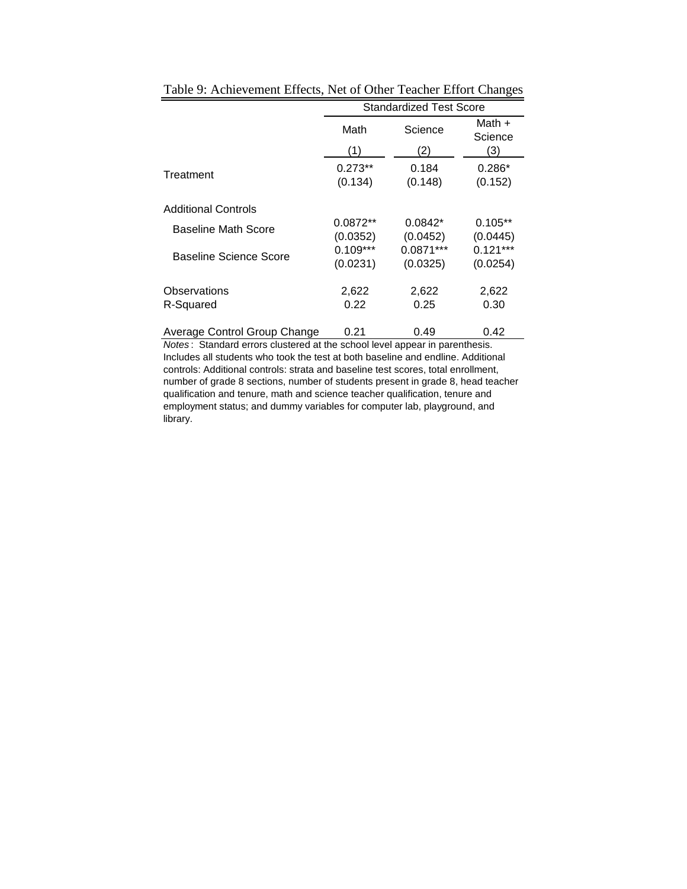Table 9: Achievement Effects, Net of Other Teacher Effort Changes

| | Standardized Test Score | | |
|---|---|---|---|
| | Math | Science | Math + Science |
| | (1) | (2) | (3) |
| Treatment | 0.273** | 0.184 | 0.286* |
| | (0.134) | (0.148) | (0.152) |
| Additional Controls | | | |
| Baseline Math Score | 0.0872** | 0.0842* | 0.105** |
| | (0.0352) | (0.0452) | (0.0445) |
| Baseline Science Score | 0.109*** | 0.0871*** | 0.121*** |
| | (0.0231) | (0.0325) | (0.0254) |
| Observations | 2,622 | 2,622 | 2,622 |
| R-Squared | 0.22 | 0.25 | 0.30 |
| Average Control Group Change | 0.21 | 0.49 | 0.42 |

*Notes*: Standard errors clustered at the school level appear in parenthesis. Includes all students who took the test at both baseline and endline. Additional controls: Additional controls: strata and baseline test scores, total enrollment, number of grade 8 sections, number of students present in grade 8, head teacher qualification and tenure, math and science teacher qualification, tenure and employment status; and dummy variables for computer lab, playground, and library.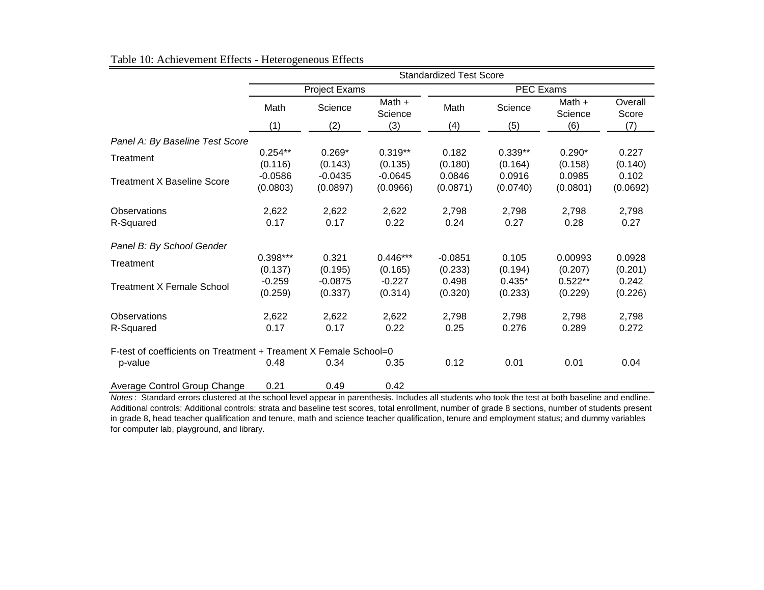Table 10: Achievement Effects - Heterogeneous Effects

| | Standardized Test Score | | | | | | |
|---|---|---|---|---|---|---|---|
| | Project Exams | | | PEC Exams | | | |
| | Math | Science | Math + Science | Math | Science | Math + Science | Overall Score |
| | (1) | (2) | (3) | (4) | (5) | (6) | (7) |
| *Panel A: By Baseline Test Score* | | | | | | | |
| Treatment | 0.254** | 0.269* | 0.319** | 0.182 | 0.339** | 0.290* | 0.227 |
| | (0.116) | (0.143) | (0.135) | (0.180) | (0.164) | (0.158) | (0.140) |
| Treatment X Baseline Score | -0.0586 | -0.0435 | -0.0645 | 0.0846 | 0.0916 | 0.0985 | 0.102 |
| | (0.0803) | (0.0897) | (0.0966) | (0.0871) | (0.0740) | (0.0801) | (0.0692) |
| Observations | 2,622 | 2,622 | 2,622 | 2,798 | 2,798 | 2,798 | 2,798 |
| R-Squared | 0.17 | 0.17 | 0.22 | 0.24 | 0.27 | 0.28 | 0.27 |
| *Panel B: By School Gender* | | | | | | | |
| Treatment | 0.398*** | 0.321 | 0.446*** | -0.0851 | 0.105 | 0.00993 | 0.0928 |
| | (0.137) | (0.195) | (0.165) | (0.233) | (0.194) | (0.207) | (0.201) |
| Treatment X Female School | -0.259 | -0.0875 | -0.227 | 0.498 | 0.435* | 0.522** | 0.242 |
| | (0.259) | (0.337) | (0.314) | (0.320) | (0.233) | (0.229) | (0.226) |
| Observations | 2,622 | 2,622 | 2,622 | 2,798 | 2,798 | 2,798 | 2,798 |
| R-Squared | 0.17 | 0.17 | 0.22 | 0.25 | 0.276 | 0.289 | 0.272 |
| F-test of coefficients on Treatment + Treament X Female School=0 | | | | | | | |
| p-value | 0.48 | 0.34 | 0.35 | 0.12 | 0.01 | 0.01 | 0.04 |
| Average Control Group Change | 0.21 | 0.49 | 0.42 | | | | |

*Notes* : Standard errors clustered at the school level appear in parenthesis. Includes all students who took the test at both baseline and endline. Additional controls: Additional controls: strata and baseline test scores, total enrollment, number of grade 8 sections, number of students present in grade 8, head teacher qualification and tenure, math and science teacher qualification, tenure and employment status; and dummy variables for computer lab, playground, and library.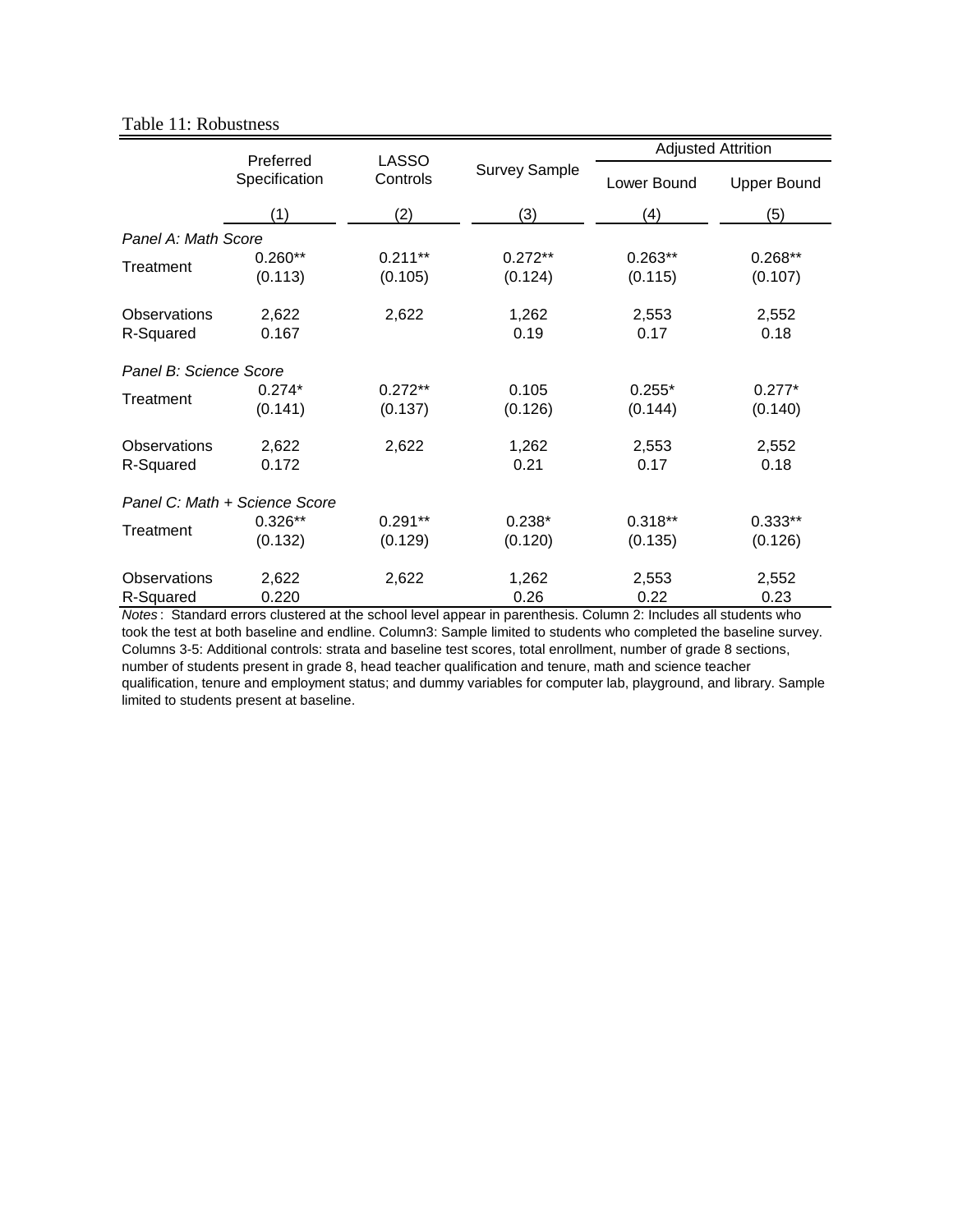Table 11: Robustness

| | Preferred Specification | LASSO Controls | Survey Sample | Adjusted Attrition | |
|---|---|---|---|---|---|
| | | | | Lower Bound | Upper Bound |
| | (1) | (2) | (3) | (4) | (5) |
| *Panel A: Math Score* | | | | | |
| Treatment | 0.260** | 0.211** | 0.272** | 0.263** | 0.268** |
| | (0.113) | (0.105) | (0.124) | (0.115) | (0.107) |
| Observations | 2,622 | 2,622 | 1,262 | 2,553 | 2,552 |
| R-Squared | 0.167 | | 0.19 | 0.17 | 0.18 |
| *Panel B: Science Score* | | | | | |
| Treatment | 0.274* | 0.272** | 0.105 | 0.255* | 0.277* |
| | (0.141) | (0.137) | (0.126) | (0.144) | (0.140) |
| Observations | 2,622 | 2,622 | 1,262 | 2,553 | 2,552 |
| R-Squared | 0.172 | | 0.21 | 0.17 | 0.18 |
| *Panel C: Math + Science Score* | | | | | |
| Treatment | 0.326** | 0.291** | 0.238* | 0.318** | 0.333** |
| | (0.132) | (0.129) | (0.120) | (0.135) | (0.126) |
| Observations | 2,622 | 2,622 | 1,262 | 2,553 | 2,552 |
| R-Squared | 0.220 | | 0.26 | 0.22 | 0.23 |

*Notes*: Standard errors clustered at the school level appear in parenthesis. Column 2: Includes all students who took the test at both baseline and endline. Column3: Sample limited to students who completed the baseline survey. Columns 3-5: Additional controls: strata and baseline test scores, total enrollment, number of grade 8 sections, number of students present in grade 8, head teacher qualification and tenure, math and science teacher qualification, tenure and employment status; and dummy variables for computer lab, playground, and library. Sample limited to students present at baseline.